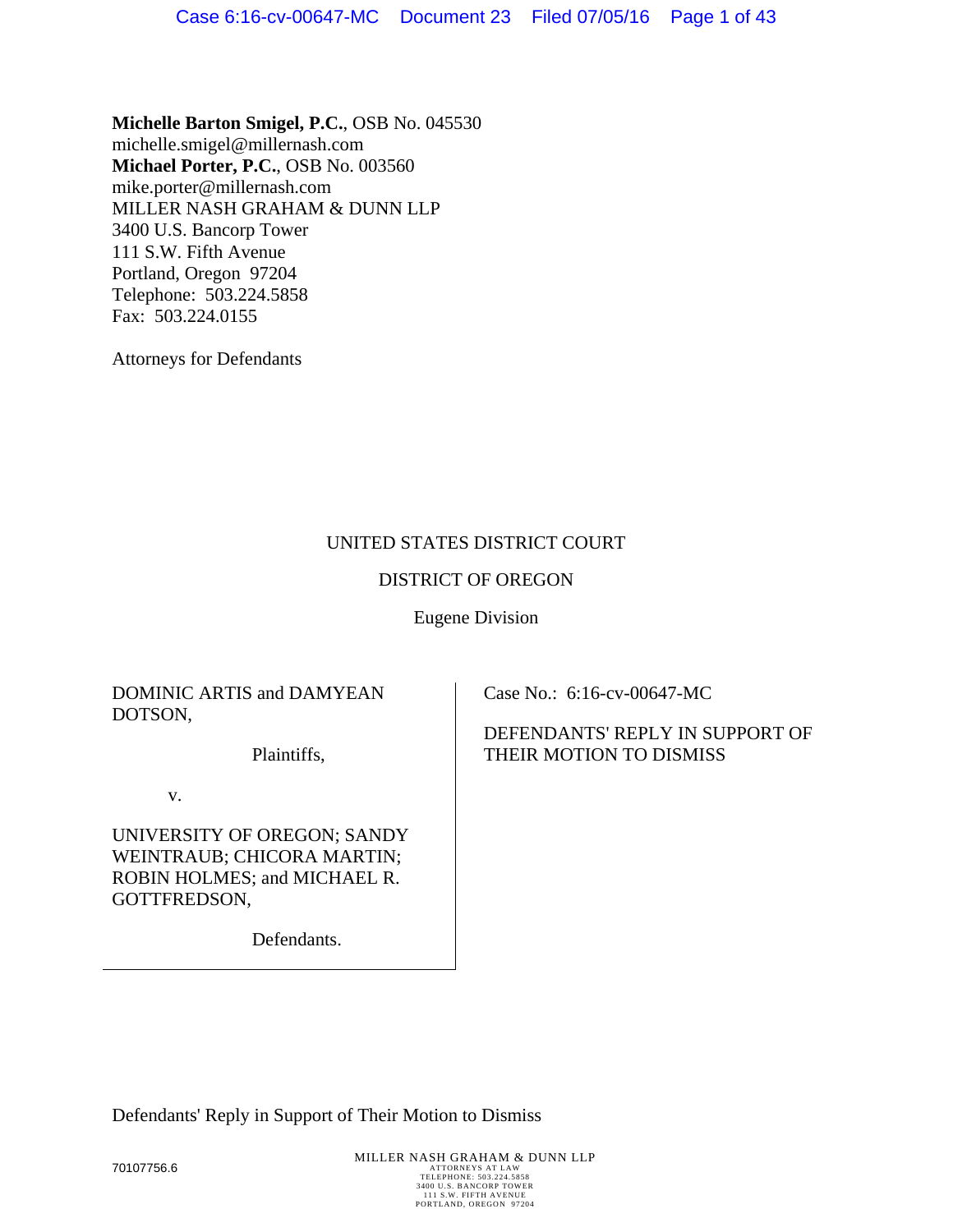**Michelle Barton Smigel, P.C.**, OSB No. 045530
michelle.smigel@millernash.com
**Michael Porter, P.C.**, OSB No. 003560
mike.porter@millernash.com
MILLER NASH GRAHAM & DUNN LLP
3400 U.S. Bancorp Tower
111 S.W. Fifth Avenue
Portland, Oregon 97204
Telephone: 503.224.5858
Fax: 503.224.0155

Attorneys for Defendants

UNITED STATES DISTRICT COURT

DISTRICT OF OREGON

Eugene Division

DOMINIC ARTIS and DAMYEAN DOTSON,

Plaintiffs,

v.

UNIVERSITY OF OREGON; SANDY WEINTRAUB; CHICORA MARTIN; ROBIN HOLMES; and MICHAEL R. GOTTFREDSON,

Defendants.

Case No.: 6:16-cv-00647-MC

DEFENDANTS' REPLY IN SUPPORT OF THEIR MOTION TO DISMISS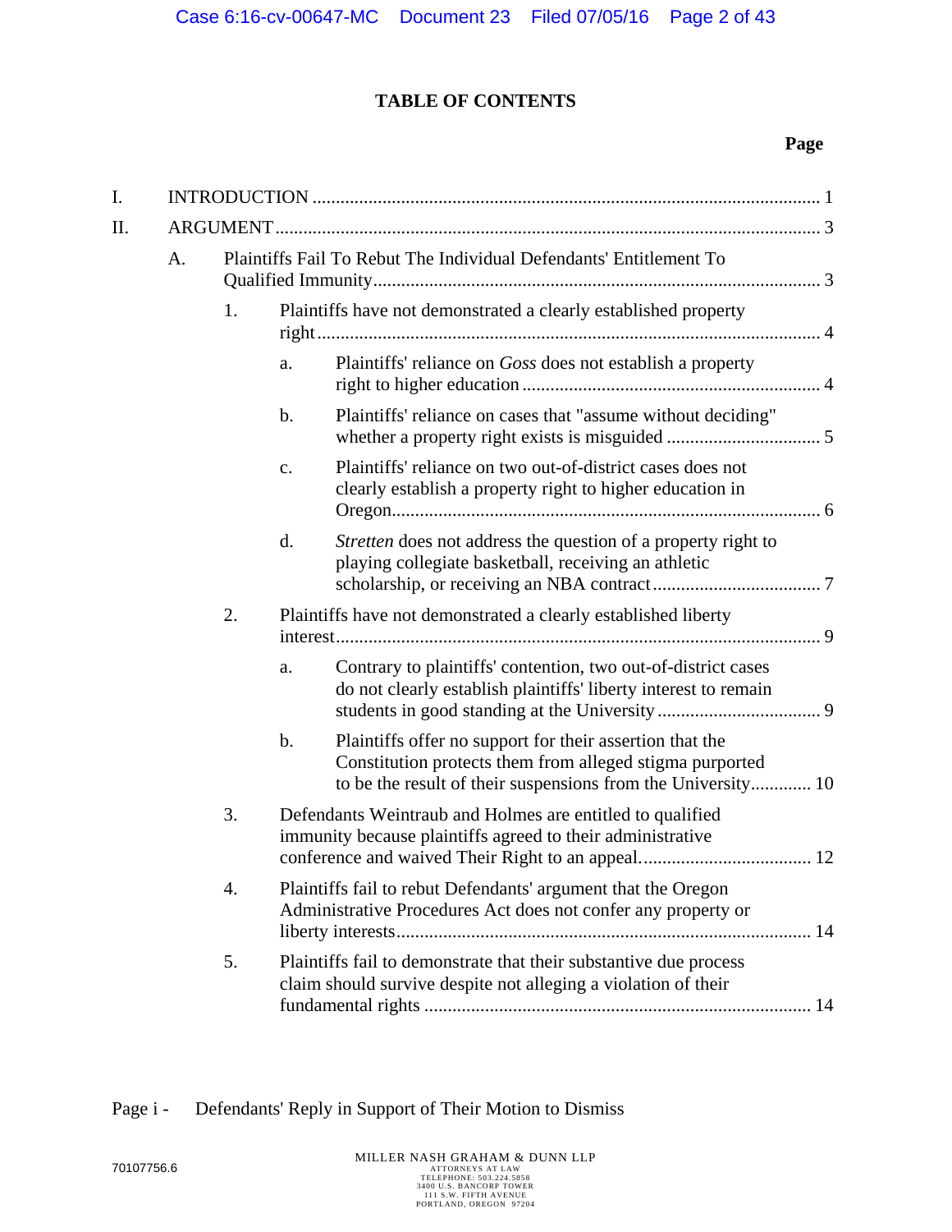**TABLE OF CONTENTS**

**Page**

I. INTRODUCTION ........................................................................................................ 1

II. ARGUMENT ............................................................................................................. 3

A. Plaintiffs Fail To Rebut The Individual Defendants' Entitlement To Qualified Immunity ........................................................................................................ 3

1. Plaintiffs have not demonstrated a clearly established property right ........................................................................................................ 4

a. Plaintiffs' reliance on *Goss* does not establish a property right to higher education ........................................................ 4

b. Plaintiffs' reliance on cases that "assume without deciding" whether a property right exists is misguided ................................ 5

c. Plaintiffs' reliance on two out-of-district cases does not clearly establish a property right to higher education in Oregon ........................................................................................ 6

d. *Stretten* does not address the question of a property right to playing collegiate basketball, receiving an athletic scholarship, or receiving an NBA contract .................................... 7

2. Plaintiffs have not demonstrated a clearly established liberty interest ........................................................................................................ 9

a. Contrary to plaintiffs' contention, two out-of-district cases do not clearly establish plaintiffs' liberty interest to remain students in good standing at the University .................................. 9

b. Plaintiffs offer no support for their assertion that the Constitution protects them from alleged stigma purported to be the result of their suspensions from the University ............. 10

3. Defendants Weintraub and Holmes are entitled to qualified immunity because plaintiffs agreed to their administrative conference and waived Their Right to an appeal. .................................... 12

4. Plaintiffs fail to rebut Defendants' argument that the Oregon Administrative Procedures Act does not confer any property or liberty interests ........................................................................................ 14

5. Plaintiffs fail to demonstrate that their substantive due process claim should survive despite not alleging a violation of their fundamental rights ........................................................................... 14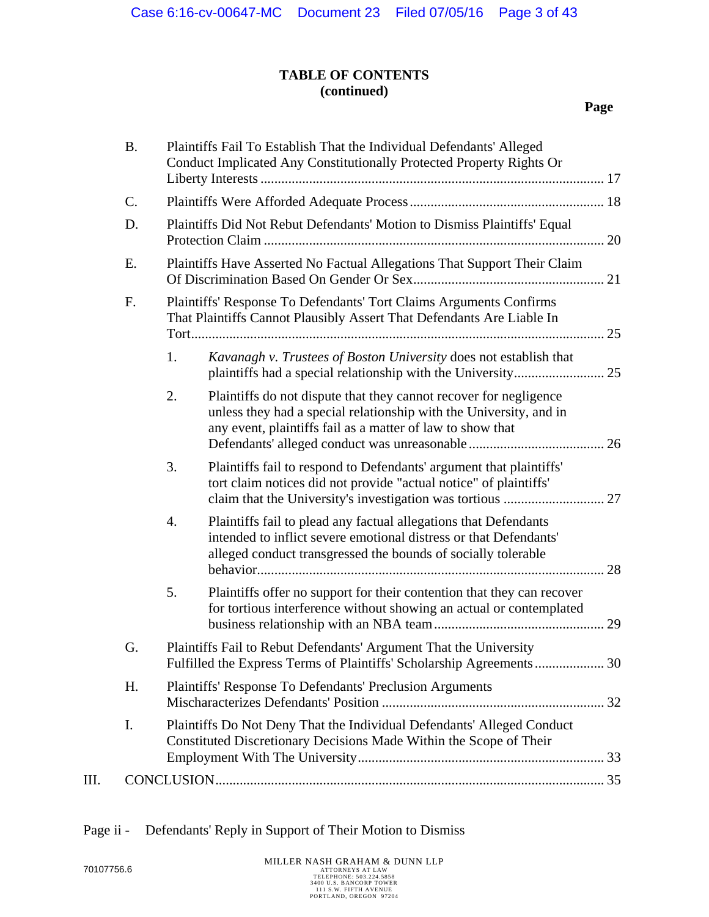**TABLE OF CONTENTS**
**(continued)**

**Page**

B. Plaintiffs Fail To Establish That the Individual Defendants' Alleged Conduct Implicated Any Constitutionally Protected Property Rights Or Liberty Interests .......... 17

C. Plaintiffs Were Afforded Adequate Process .......... 18

D. Plaintiffs Did Not Rebut Defendants' Motion to Dismiss Plaintiffs' Equal Protection Claim .......... 20

E. Plaintiffs Have Asserted No Factual Allegations That Support Their Claim Of Discrimination Based On Gender Or Sex .......... 21

F. Plaintiffs' Response To Defendants' Tort Claims Arguments Confirms That Plaintiffs Cannot Plausibly Assert That Defendants Are Liable In Tort .......... 25

1. *Kavanagh v. Trustees of Boston University* does not establish that plaintiffs had a special relationship with the University .......... 25

2. Plaintiffs do not dispute that they cannot recover for negligence unless they had a special relationship with the University, and in any event, plaintiffs fail as a matter of law to show that Defendants' alleged conduct was unreasonable .......... 26

3. Plaintiffs fail to respond to Defendants' argument that plaintiffs' tort claim notices did not provide "actual notice" of plaintiffs' claim that the University's investigation was tortious .......... 27

4. Plaintiffs fail to plead any factual allegations that Defendants intended to inflict severe emotional distress or that Defendants' alleged conduct transgressed the bounds of socially tolerable behavior .......... 28

5. Plaintiffs offer no support for their contention that they can recover for tortious interference without showing an actual or contemplated business relationship with an NBA team .......... 29

G. Plaintiffs Fail to Rebut Defendants' Argument That the University Fulfilled the Express Terms of Plaintiffs' Scholarship Agreements .......... 30

H. Plaintiffs' Response To Defendants' Preclusion Arguments Mischaracterizes Defendants' Position .......... 32

I. Plaintiffs Do Not Deny That the Individual Defendants' Alleged Conduct Constituted Discretionary Decisions Made Within the Scope of Their Employment With The University .......... 33

III. CONCLUSION .......... 35

Page ii - Defendants' Reply in Support of Their Motion to Dismiss

70107756.6

MILLER NASH GRAHAM & DUNN LLP
ATTORNEYS AT LAW
TELEPHONE: 503.224.5858
3400 U.S. BANCORP TOWER
111 S.W. FIFTH AVENUE
PORTLAND, OREGON 97204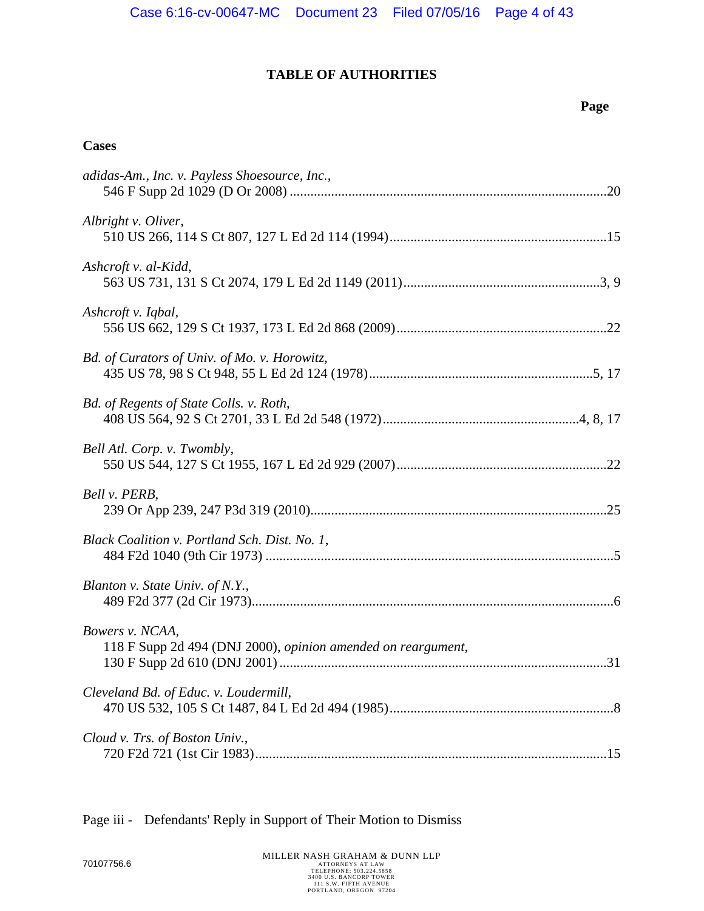# TABLE OF AUTHORITIES

**Page**

**Cases**

*adidas-Am., Inc. v. Payless Shoesource, Inc.*,
546 F Supp 2d 1029 (D Or 2008) ....................................................................................20

*Albright v. Oliver*,
510 US 266, 114 S Ct 807, 127 L Ed 2d 114 (1994)...............................................................15

*Ashcroft v. al-Kidd*,
563 US 731, 131 S Ct 2074, 179 L Ed 2d 1149 (2011)........................................................3, 9

*Ashcroft v. Iqbal*,
556 US 662, 129 S Ct 1937, 173 L Ed 2d 868 (2009).............................................................22

*Bd. of Curators of Univ. of Mo. v. Horowitz*,
435 US 78, 98 S Ct 948, 55 L Ed 2d 124 (1978)................................................................5, 17

*Bd. of Regents of State Colls. v. Roth*,
408 US 564, 92 S Ct 2701, 33 L Ed 2d 548 (1972).........................................................4, 8, 17

*Bell Atl. Corp. v. Twombly*,
550 US 544, 127 S Ct 1955, 167 L Ed 2d 929 (2007).............................................................22

*Bell v. PERB*,
239 Or App 239, 247 P3d 319 (2010).....................................................................................25

*Black Coalition v. Portland Sch. Dist. No. 1*,
484 F2d 1040 (9th Cir 1973) ......................................................................................................5

*Blanton v. State Univ. of N.Y.*,
489 F2d 377 (2d Cir 1973)........................................................................................................6

*Bowers v. NCAA*,
118 F Supp 2d 494 (DNJ 2000), *opinion amended on reargument*,
130 F Supp 2d 610 (DNJ 2001) ..............................................................................................31

*Cleveland Bd. of Educ. v. Loudermill*,
470 US 532, 105 S Ct 1487, 84 L Ed 2d 494 (1985)................................................................8

*Cloud v. Trs. of Boston Univ.*,
720 F2d 721 (1st Cir 1983)......................................................................................................15

Page iii - Defendants' Reply in Support of Their Motion to Dismiss

70107756.6

MILLER NASH GRAHAM & DUNN LLP
ATTORNEYS AT LAW
TELEPHONE: 503.224.5858
3400 U.S. BANCORP TOWER
111 S.W. FIFTH AVENUE
PORTLAND, OREGON 97204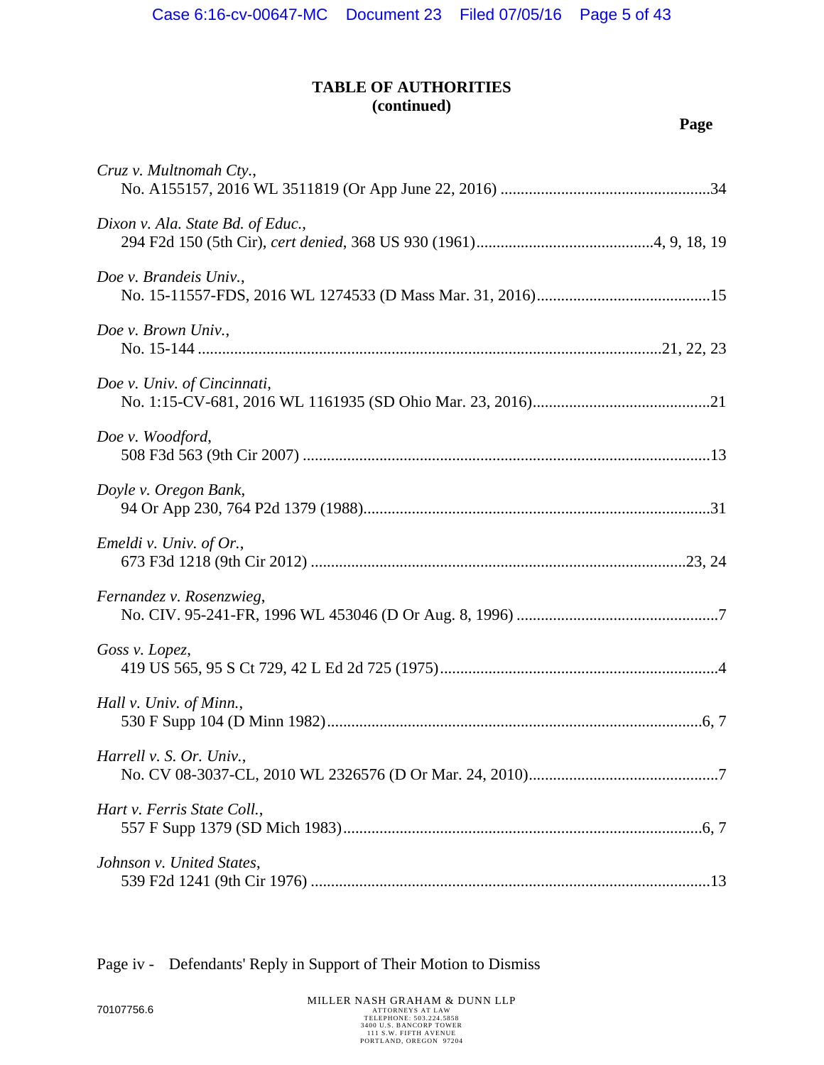**TABLE OF AUTHORITIES**
**(continued)**

**Page**

*Cruz v. Multnomah Cty.*,
No. A155157, 2016 WL 3511819 (Or App June 22, 2016) ....................................................34

*Dixon v. Ala. State Bd. of Educ.*,
294 F2d 150 (5th Cir), *cert denied*, 368 US 930 (1961)...........................................4, 9, 18, 19

*Doe v. Brandeis Univ.*,
No. 15-11557-FDS, 2016 WL 1274533 (D Mass Mar. 31, 2016)...........................................15

*Doe v. Brown Univ.*,
No. 15-144 ..................................................................................................................21, 22, 23

*Doe v. Univ. of Cincinnati*,
No. 1:15-CV-681, 2016 WL 1161935 (SD Ohio Mar. 23, 2016)............................................21

*Doe v. Woodford*,
508 F3d 563 (9th Cir 2007) .....................................................................................................13

*Doyle v. Oregon Bank*,
94 Or App 230, 764 P2d 1379 (1988)......................................................................................31

*Emeldi v. Univ. of Or.*,
673 F3d 1218 (9th Cir 2012) ............................................................................................23, 24

*Fernandez v. Rosenzweig*,
No. CIV. 95-241-FR, 1996 WL 453046 (D Or Aug. 8, 1996) ..................................................7

*Goss v. Lopez*,
419 US 565, 95 S Ct 729, 42 L Ed 2d 725 (1975).....................................................................4

*Hall v. Univ. of Minn.*,
530 F Supp 104 (D Minn 1982).............................................................................................6, 7

*Harrell v. S. Or. Univ.*,
No. CV 08-3037-CL, 2010 WL 2326576 (D Or Mar. 24, 2010)...............................................7

*Hart v. Ferris State Coll.*,
557 F Supp 1379 (SD Mich 1983).........................................................................................6, 7

*Johnson v. United States*,
539 F2d 1241 (9th Cir 1976) ...................................................................................................13

Page iv - Defendants' Reply in Support of Their Motion to Dismiss

70107756.6

MILLER NASH GRAHAM & DUNN LLP
ATTORNEYS AT LAW
TELEPHONE: 503.224.5858
3400 U.S. BANCORP TOWER
111 S.W. FIFTH AVENUE
PORTLAND, OREGON 97204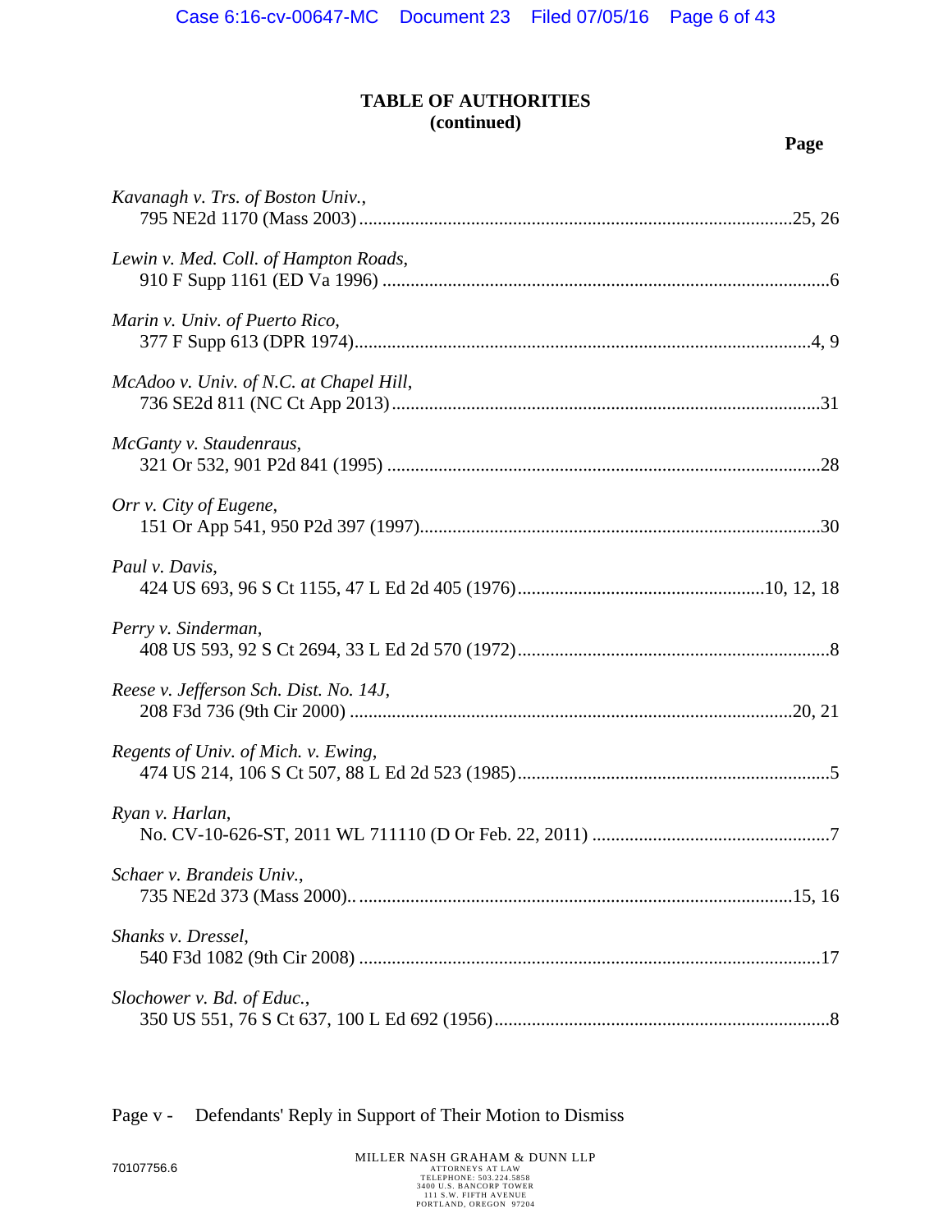## TABLE OF AUTHORITIES
## (continued)

**Page**

*Kavanagh v. Trs. of Boston Univ.*,
795 NE2d 1170 (Mass 2003) ....................................................................................... 25, 26

*Lewin v. Med. Coll. of Hampton Roads*,
910 F Supp 1161 (ED Va 1996) ........................................................................................ 6

*Marin v. Univ. of Puerto Rico*,
377 F Supp 613 (DPR 1974)........................................................................................... 4, 9

*McAdoo v. Univ. of N.C. at Chapel Hill*,
736 SE2d 811 (NC Ct App 2013) .................................................................................... 31

*McGanty v. Staudenraus*,
321 Or 532, 901 P2d 841 (1995) ..................................................................................... 28

*Orr v. City of Eugene*,
151 Or App 541, 950 P2d 397 (1997)............................................................................... 30

*Paul v. Davis*,
424 US 693, 96 S Ct 1155, 47 L Ed 2d 405 (1976)............................................... 10, 12, 18

*Perry v. Sinderman*,
408 US 593, 92 S Ct 2694, 33 L Ed 2d 570 (1972)............................................................ 8

*Reese v. Jefferson Sch. Dist. No. 14J*,
208 F3d 736 (9th Cir 2000) ......................................................................................... 20, 21

*Regents of Univ. of Mich. v. Ewing*,
474 US 214, 106 S Ct 507, 88 L Ed 2d 523 (1985)............................................................ 5

*Ryan v. Harlan*,
No. CV-10-626-ST, 2011 WL 711110 (D Or Feb. 22, 2011) ............................................. 7

*Schaer v. Brandeis Univ.*,
735 NE2d 373 (Mass 2000).. ....................................................................................... 15, 16

*Shanks v. Dressel*,
540 F3d 1082 (9th Cir 2008) ........................................................................................... 17

*Slochower v. Bd. of Educ.*,
350 US 551, 76 S Ct 637, 100 L Ed 692 (1956)................................................................. 8

Page v - Defendants' Reply in Support of Their Motion to Dismiss

70107756.6

MILLER NASH GRAHAM & DUNN LLP
ATTORNEYS AT LAW
TELEPHONE: 503.224.5858
3400 U.S. BANCORP TOWER
111 S.W. FIFTH AVENUE
PORTLAND, OREGON 97204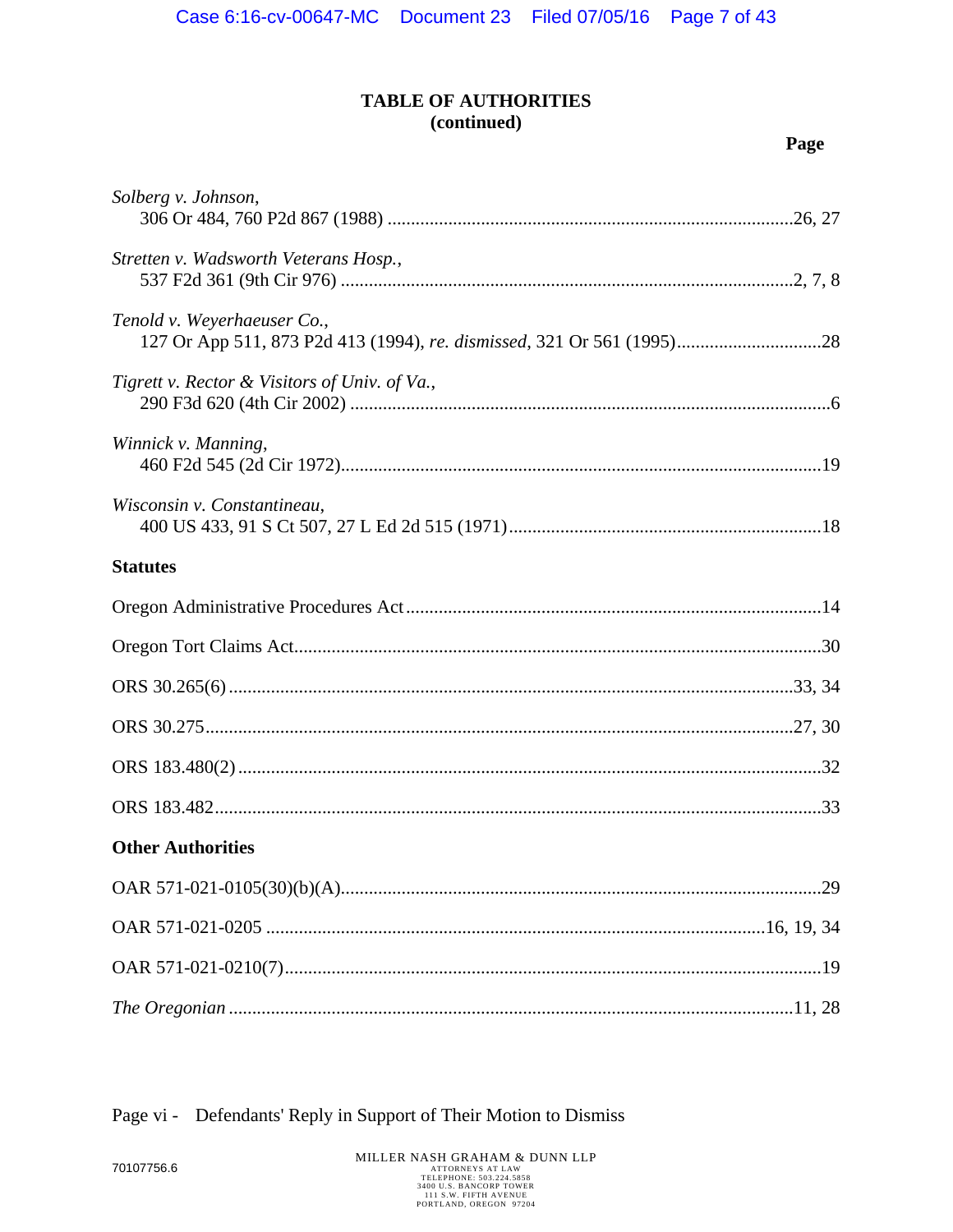## TABLE OF AUTHORITIES
## (continued)

Page

*Solberg v. Johnson*,
306 Or 484, 760 P2d 867 (1988) ....................................................................................26, 27

*Stretten v. Wadsworth Veterans Hosp.*,
537 F2d 361 (9th Cir 976) ................................................................................................2, 7, 8

*Tenold v. Weyerhaeuser Co.*,
127 Or App 511, 873 P2d 413 (1994), *re. dismissed*, 321 Or 561 (1995)..............................28

*Tigrett v. Rector & Visitors of Univ. of Va.*,
290 F3d 620 (4th Cir 2002) .....................................................................................................6

*Winnick v. Manning*,
460 F2d 545 (2d Cir 1972).....................................................................................................19

*Wisconsin v. Constantineau*,
400 US 433, 91 S Ct 507, 27 L Ed 2d 515 (1971)..................................................................18

**Statutes**

Oregon Administrative Procedures Act.......................................................................................14

Oregon Tort Claims Act...............................................................................................................30

ORS 30.265(6) .......................................................................................................................33, 34

ORS 30.275...........................................................................................................................27, 30

ORS 183.480(2) ..........................................................................................................................32

ORS 183.482...............................................................................................................................33

**Other Authorities**

OAR 571-021-0105(30)(b)(A).....................................................................................................29

OAR 571-021-0205 .........................................................................................................16, 19, 34

OAR 571-021-0210(7)..................................................................................................................19

*The Oregonian* .........................................................................................................................11, 28

Page vi - Defendants' Reply in Support of Their Motion to Dismiss

70107756.6

MILLER NASH GRAHAM & DUNN LLP
ATTORNEYS AT LAW
TELEPHONE: 503.224.5858
3400 U.S. BANCORP TOWER
111 S.W. FIFTH AVENUE
PORTLAND, OREGON 97204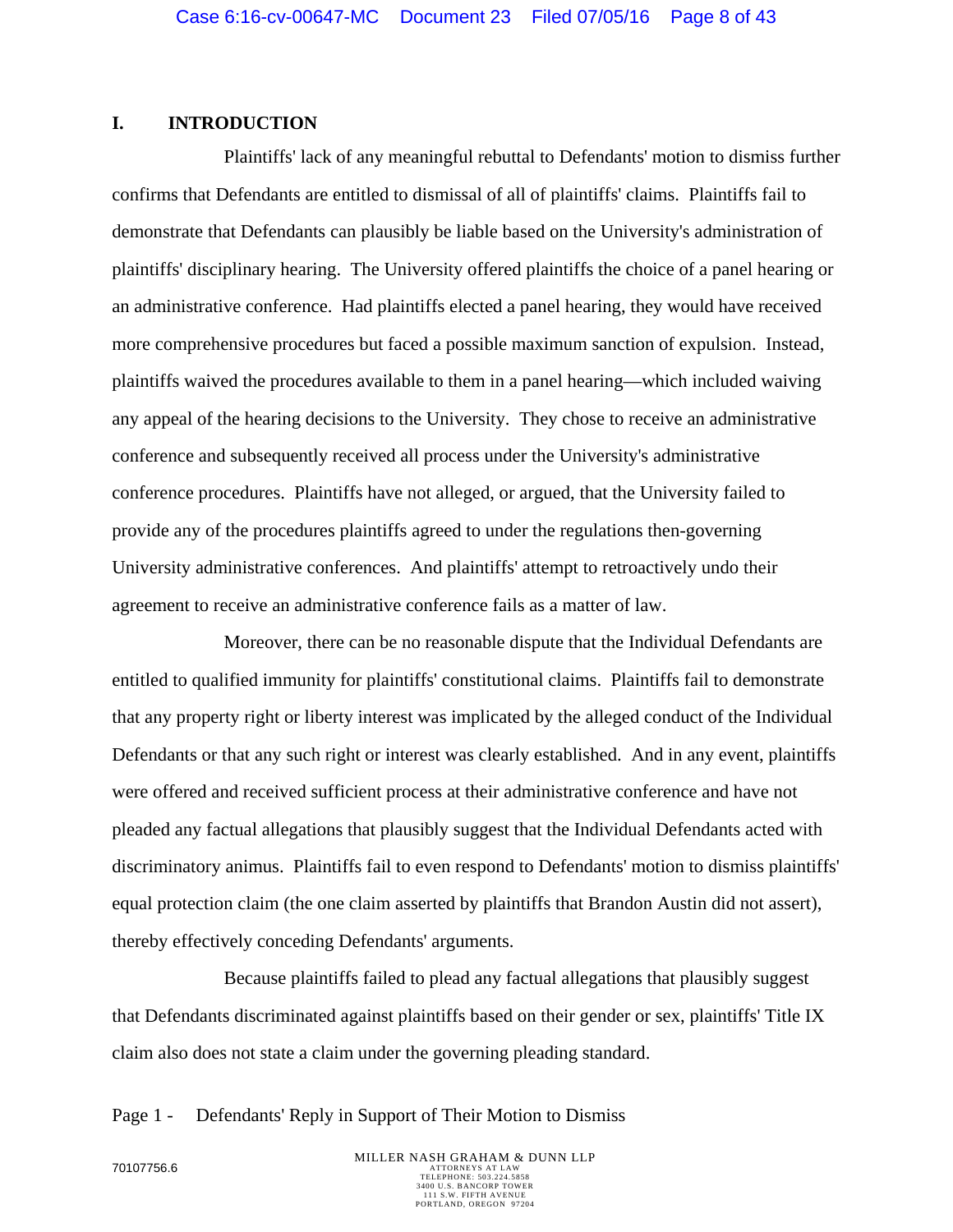## I. INTRODUCTION

Plaintiffs' lack of any meaningful rebuttal to Defendants' motion to dismiss further confirms that Defendants are entitled to dismissal of all of plaintiffs' claims. Plaintiffs fail to demonstrate that Defendants can plausibly be liable based on the University's administration of plaintiffs' disciplinary hearing. The University offered plaintiffs the choice of a panel hearing or an administrative conference. Had plaintiffs elected a panel hearing, they would have received more comprehensive procedures but faced a possible maximum sanction of expulsion. Instead, plaintiffs waived the procedures available to them in a panel hearing—which included waiving any appeal of the hearing decisions to the University. They chose to receive an administrative conference and subsequently received all process under the University's administrative conference procedures. Plaintiffs have not alleged, or argued, that the University failed to provide any of the procedures plaintiffs agreed to under the regulations then-governing University administrative conferences. And plaintiffs' attempt to retroactively undo their agreement to receive an administrative conference fails as a matter of law.

Moreover, there can be no reasonable dispute that the Individual Defendants are entitled to qualified immunity for plaintiffs' constitutional claims. Plaintiffs fail to demonstrate that any property right or liberty interest was implicated by the alleged conduct of the Individual Defendants or that any such right or interest was clearly established. And in any event, plaintiffs were offered and received sufficient process at their administrative conference and have not pleaded any factual allegations that plausibly suggest that the Individual Defendants acted with discriminatory animus. Plaintiffs fail to even respond to Defendants' motion to dismiss plaintiffs' equal protection claim (the one claim asserted by plaintiffs that Brandon Austin did not assert), thereby effectively conceding Defendants' arguments.

Because plaintiffs failed to plead any factual allegations that plausibly suggest that Defendants discriminated against plaintiffs based on their gender or sex, plaintiffs' Title IX claim also does not state a claim under the governing pleading standard.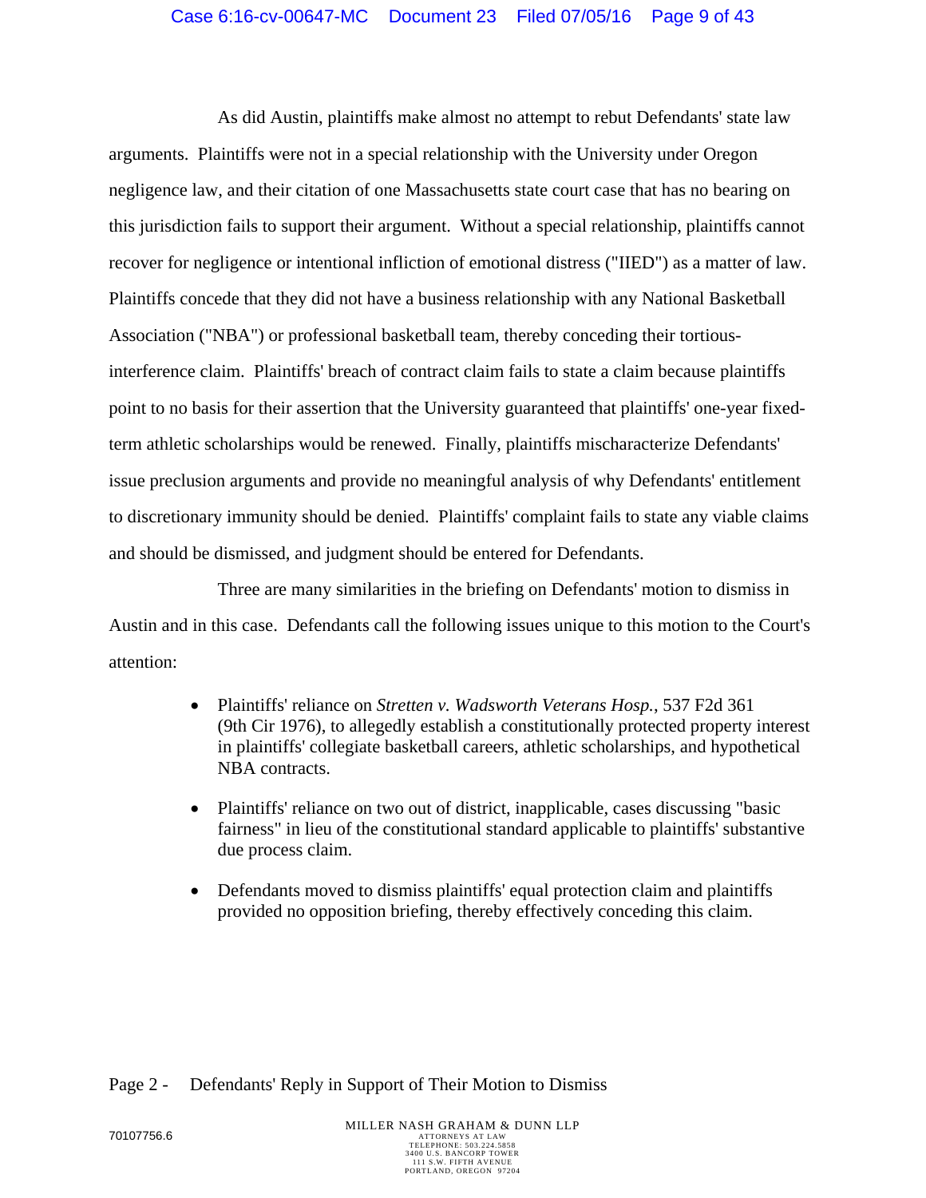As did Austin, plaintiffs make almost no attempt to rebut Defendants' state law arguments. Plaintiffs were not in a special relationship with the University under Oregon negligence law, and their citation of one Massachusetts state court case that has no bearing on this jurisdiction fails to support their argument. Without a special relationship, plaintiffs cannot recover for negligence or intentional infliction of emotional distress ("IIED") as a matter of law. Plaintiffs concede that they did not have a business relationship with any National Basketball Association ("NBA") or professional basketball team, thereby conceding their tortious-interference claim. Plaintiffs' breach of contract claim fails to state a claim because plaintiffs point to no basis for their assertion that the University guaranteed that plaintiffs' one-year fixed-term athletic scholarships would be renewed. Finally, plaintiffs mischaracterize Defendants' issue preclusion arguments and provide no meaningful analysis of why Defendants' entitlement to discretionary immunity should be denied. Plaintiffs' complaint fails to state any viable claims and should be dismissed, and judgment should be entered for Defendants.

Three are many similarities in the briefing on Defendants' motion to dismiss in Austin and in this case. Defendants call the following issues unique to this motion to the Court's attention:

- Plaintiffs' reliance on *Stretten v. Wadsworth Veterans Hosp.*, 537 F2d 361 (9th Cir 1976), to allegedly establish a constitutionally protected property interest in plaintiffs' collegiate basketball careers, athletic scholarships, and hypothetical NBA contracts.

- Plaintiffs' reliance on two out of district, inapplicable, cases discussing "basic fairness" in lieu of the constitutional standard applicable to plaintiffs' substantive due process claim.

- Defendants moved to dismiss plaintiffs' equal protection claim and plaintiffs provided no opposition briefing, thereby effectively conceding this claim.

Page 2 - Defendants' Reply in Support of Their Motion to Dismiss

70107756.6

MILLER NASH GRAHAM & DUNN LLP
ATTORNEYS AT LAW
TELEPHONE: 503.224.5858
3400 U.S. BANCORP TOWER
111 S.W. FIFTH AVENUE
PORTLAND, OREGON 97204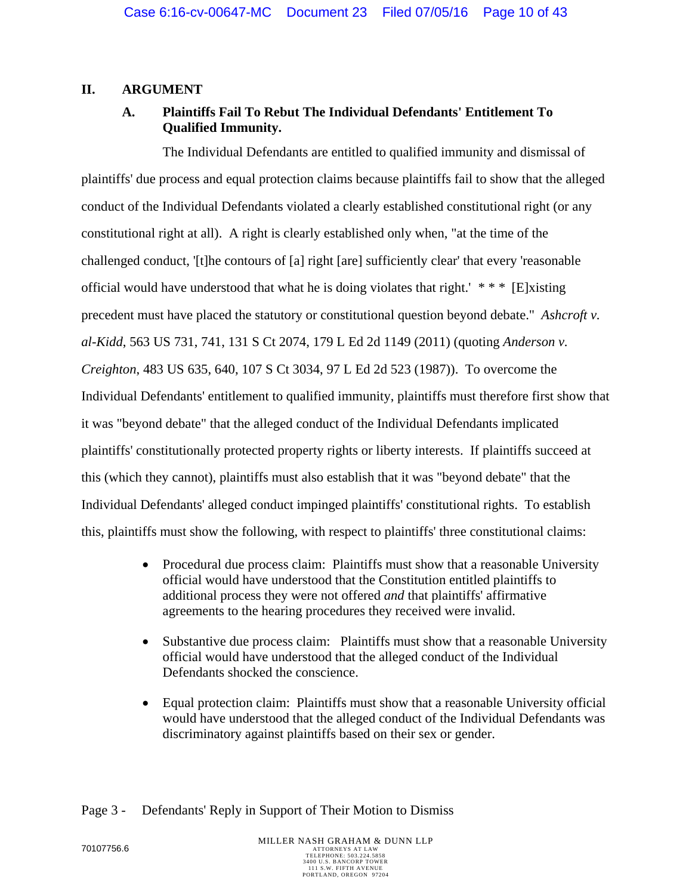## II. ARGUMENT

### A. Plaintiffs Fail To Rebut The Individual Defendants' Entitlement To Qualified Immunity.

The Individual Defendants are entitled to qualified immunity and dismissal of plaintiffs' due process and equal protection claims because plaintiffs fail to show that the alleged conduct of the Individual Defendants violated a clearly established constitutional right (or any constitutional right at all). A right is clearly established only when, "at the time of the challenged conduct, '[t]he contours of [a] right [are] sufficiently clear' that every 'reasonable official would have understood that what he is doing violates that right.' * * * [E]xisting precedent must have placed the statutory or constitutional question beyond debate." *Ashcroft v. al-Kidd*, 563 US 731, 741, 131 S Ct 2074, 179 L Ed 2d 1149 (2011) (quoting *Anderson v. Creighton*, 483 US 635, 640, 107 S Ct 3034, 97 L Ed 2d 523 (1987)). To overcome the Individual Defendants' entitlement to qualified immunity, plaintiffs must therefore first show that it was "beyond debate" that the alleged conduct of the Individual Defendants implicated plaintiffs' constitutionally protected property rights or liberty interests. If plaintiffs succeed at this (which they cannot), plaintiffs must also establish that it was "beyond debate" that the Individual Defendants' alleged conduct impinged plaintiffs' constitutional rights. To establish this, plaintiffs must show the following, with respect to plaintiffs' three constitutional claims:

- Procedural due process claim: Plaintiffs must show that a reasonable University official would have understood that the Constitution entitled plaintiffs to additional process they were not offered *and* that plaintiffs' affirmative agreements to the hearing procedures they received were invalid.

- Substantive due process claim: Plaintiffs must show that a reasonable University official would have understood that the alleged conduct of the Individual Defendants shocked the conscience.

- Equal protection claim: Plaintiffs must show that a reasonable University official would have understood that the alleged conduct of the Individual Defendants was discriminatory against plaintiffs based on their sex or gender.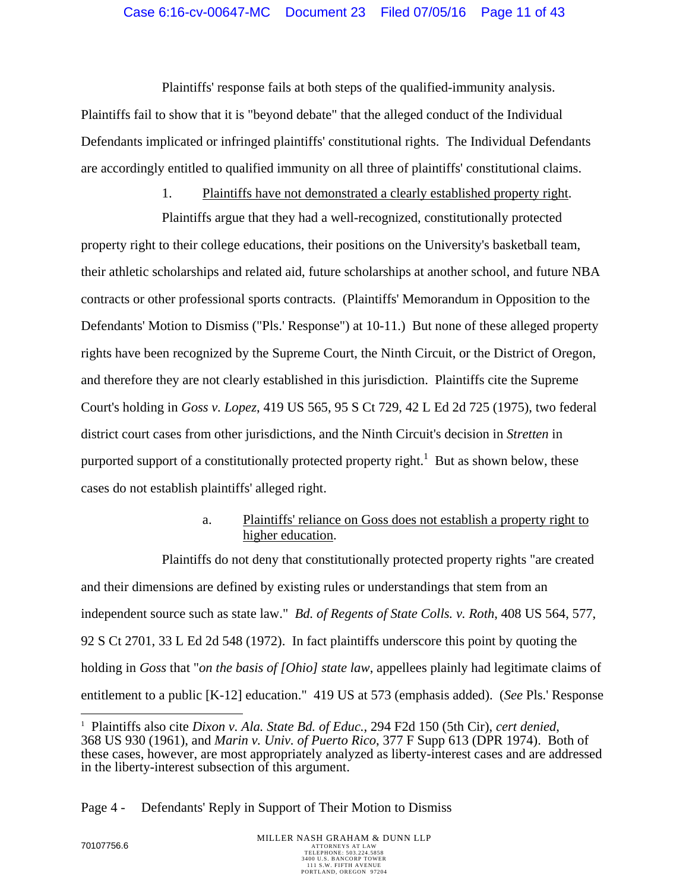Plaintiffs' response fails at both steps of the qualified-immunity analysis. Plaintiffs fail to show that it is "beyond debate" that the alleged conduct of the Individual Defendants implicated or infringed plaintiffs' constitutional rights. The Individual Defendants are accordingly entitled to qualified immunity on all three of plaintiffs' constitutional claims.

1. Plaintiffs have not demonstrated a clearly established property right.

Plaintiffs argue that they had a well-recognized, constitutionally protected property right to their college educations, their positions on the University's basketball team, their athletic scholarships and related aid, future scholarships at another school, and future NBA contracts or other professional sports contracts. (Plaintiffs' Memorandum in Opposition to the Defendants' Motion to Dismiss ("Pls.' Response") at 10-11.) But none of these alleged property rights have been recognized by the Supreme Court, the Ninth Circuit, or the District of Oregon, and therefore they are not clearly established in this jurisdiction. Plaintiffs cite the Supreme Court's holding in *Goss v. Lopez*, 419 US 565, 95 S Ct 729, 42 L Ed 2d 725 (1975), two federal district court cases from other jurisdictions, and the Ninth Circuit's decision in *Stretten* in purported support of a constitutionally protected property right.[1] But as shown below, these cases do not establish plaintiffs' alleged right.

a. Plaintiffs' reliance on Goss does not establish a property right to higher education.

Plaintiffs do not deny that constitutionally protected property rights "are created and their dimensions are defined by existing rules or understandings that stem from an independent source such as state law." *Bd. of Regents of State Colls. v. Roth*, 408 US 564, 577, 92 S Ct 2701, 33 L Ed 2d 548 (1972). In fact plaintiffs underscore this point by quoting the holding in *Goss* that "*on the basis of [Ohio] state law*, appellees plainly had legitimate claims of entitlement to a public [K-12] education." 419 US at 573 (emphasis added). (*See* Pls.' Response

[1] Plaintiffs also cite *Dixon v. Ala. State Bd. of Educ.*, 294 F2d 150 (5th Cir), *cert denied*, 368 US 930 (1961), and *Marin v. Univ. of Puerto Rico*, 377 F Supp 613 (DPR 1974). Both of these cases, however, are most appropriately analyzed as liberty-interest cases and are addressed in the liberty-interest subsection of this argument.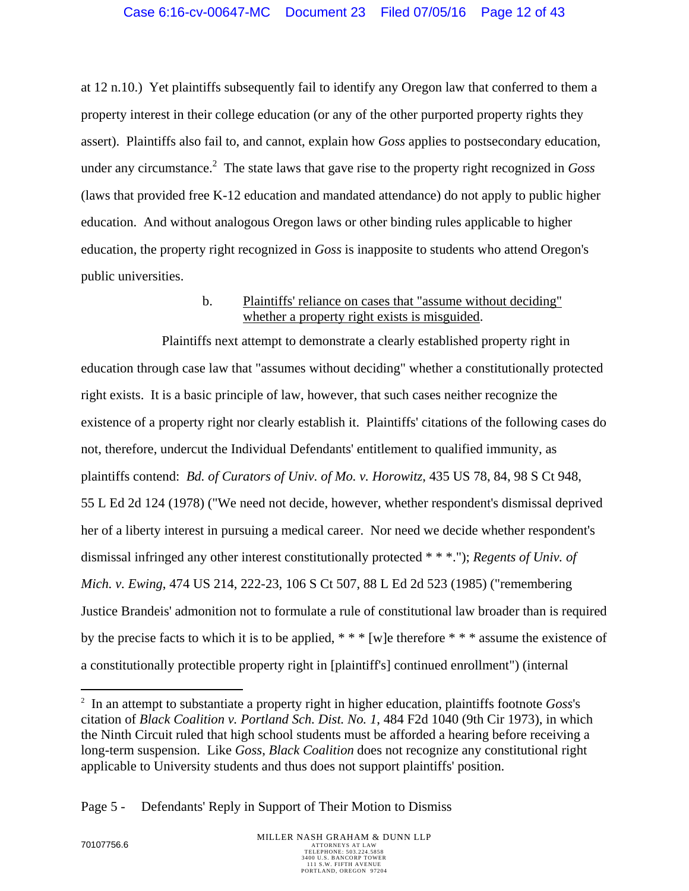at 12 n.10.) Yet plaintiffs subsequently fail to identify any Oregon law that conferred to them a property interest in their college education (or any of the other purported property rights they assert). Plaintiffs also fail to, and cannot, explain how *Goss* applies to postsecondary education, under any circumstance.[2] The state laws that gave rise to the property right recognized in *Goss* (laws that provided free K-12 education and mandated attendance) do not apply to public higher education. And without analogous Oregon laws or other binding rules applicable to higher education, the property right recognized in *Goss* is inapposite to students who attend Oregon's public universities.

b. Plaintiffs' reliance on cases that "assume without deciding" whether a property right exists is misguided.

Plaintiffs next attempt to demonstrate a clearly established property right in education through case law that "assumes without deciding" whether a constitutionally protected right exists. It is a basic principle of law, however, that such cases neither recognize the existence of a property right nor clearly establish it. Plaintiffs' citations of the following cases do not, therefore, undercut the Individual Defendants' entitlement to qualified immunity, as plaintiffs contend: *Bd. of Curators of Univ. of Mo. v. Horowitz*, 435 US 78, 84, 98 S Ct 948, 55 L Ed 2d 124 (1978) ("We need not decide, however, whether respondent's dismissal deprived her of a liberty interest in pursuing a medical career. Nor need we decide whether respondent's dismissal infringed any other interest constitutionally protected * * *."); *Regents of Univ. of Mich. v. Ewing*, 474 US 214, 222-23, 106 S Ct 507, 88 L Ed 2d 523 (1985) ("remembering Justice Brandeis' admonition not to formulate a rule of constitutional law broader than is required by the precise facts to which it is to be applied, * * * [w]e therefore * * * assume the existence of a constitutionally protectible property right in [plaintiff's] continued enrollment") (internal

---

[2] In an attempt to substantiate a property right in higher education, plaintiffs footnote *Goss*'s citation of *Black Coalition v. Portland Sch. Dist. No. 1*, 484 F2d 1040 (9th Cir 1973), in which the Ninth Circuit ruled that high school students must be afforded a hearing before receiving a long-term suspension. Like *Goss*, *Black Coalition* does not recognize any constitutional right applicable to University students and thus does not support plaintiffs' position.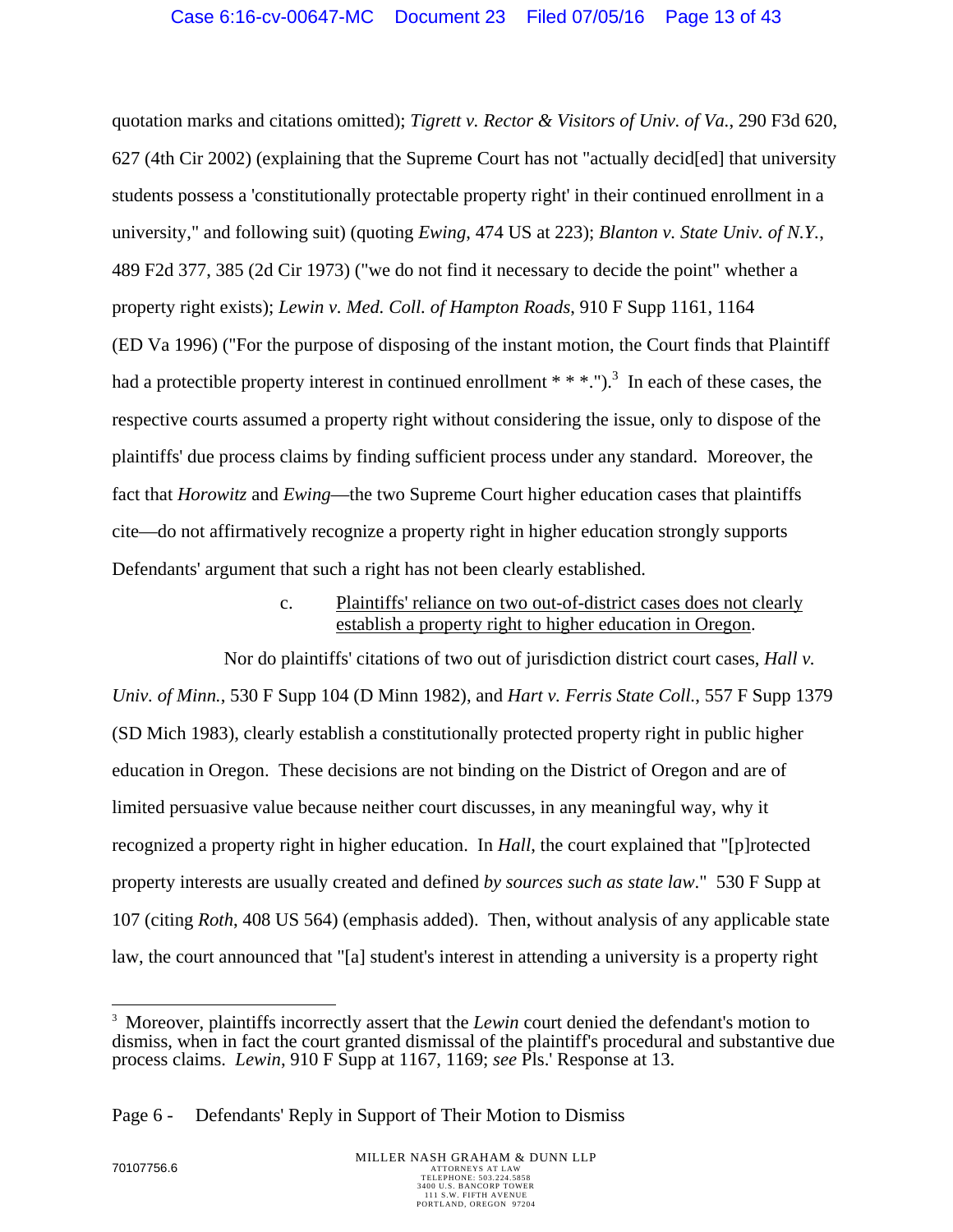quotation marks and citations omitted); *Tigrett v. Rector & Visitors of Univ. of Va.*, 290 F3d 620, 627 (4th Cir 2002) (explaining that the Supreme Court has not "actually decid[ed] that university students possess a 'constitutionally protectable property right' in their continued enrollment in a university," and following suit) (quoting *Ewing*, 474 US at 223); *Blanton v. State Univ. of N.Y.*, 489 F2d 377, 385 (2d Cir 1973) ("we do not find it necessary to decide the point" whether a property right exists); *Lewin v. Med. Coll. of Hampton Roads*, 910 F Supp 1161, 1164 (ED Va 1996) ("For the purpose of disposing of the instant motion, the Court finds that Plaintiff had a protectible property interest in continued enrollment * * *.").[3] In each of these cases, the respective courts assumed a property right without considering the issue, only to dispose of the plaintiffs' due process claims by finding sufficient process under any standard. Moreover, the fact that *Horowitz* and *Ewing*—the two Supreme Court higher education cases that plaintiffs cite—do not affirmatively recognize a property right in higher education strongly supports Defendants' argument that such a right has not been clearly established.

c. <u>Plaintiffs' reliance on two out-of-district cases does not clearly establish a property right to higher education in Oregon</u>.

Nor do plaintiffs' citations of two out of jurisdiction district court cases, *Hall v. Univ. of Minn.*, 530 F Supp 104 (D Minn 1982), and *Hart v. Ferris State Coll.*, 557 F Supp 1379 (SD Mich 1983), clearly establish a constitutionally protected property right in public higher education in Oregon. These decisions are not binding on the District of Oregon and are of limited persuasive value because neither court discusses, in any meaningful way, why it recognized a property right in higher education. In *Hall*, the court explained that "[p]rotected property interests are usually created and defined *by sources such as state law*." 530 F Supp at 107 (citing *Roth*, 408 US 564) (emphasis added). Then, without analysis of any applicable state law, the court announced that "[a] student's interest in attending a university is a property right

---

[3] Moreover, plaintiffs incorrectly assert that the *Lewin* court denied the defendant's motion to dismiss, when in fact the court granted dismissal of the plaintiff's procedural and substantive due process claims. *Lewin*, 910 F Supp at 1167, 1169; *see* Pls.' Response at 13.

Page 6 - Defendants' Reply in Support of Their Motion to Dismiss

70107756.6

MILLER NASH GRAHAM & DUNN LLP
ATTORNEYS AT LAW
TELEPHONE: 503.224.5858
3400 U.S. BANCORP TOWER
111 S.W. FIFTH AVENUE
PORTLAND, OREGON 97204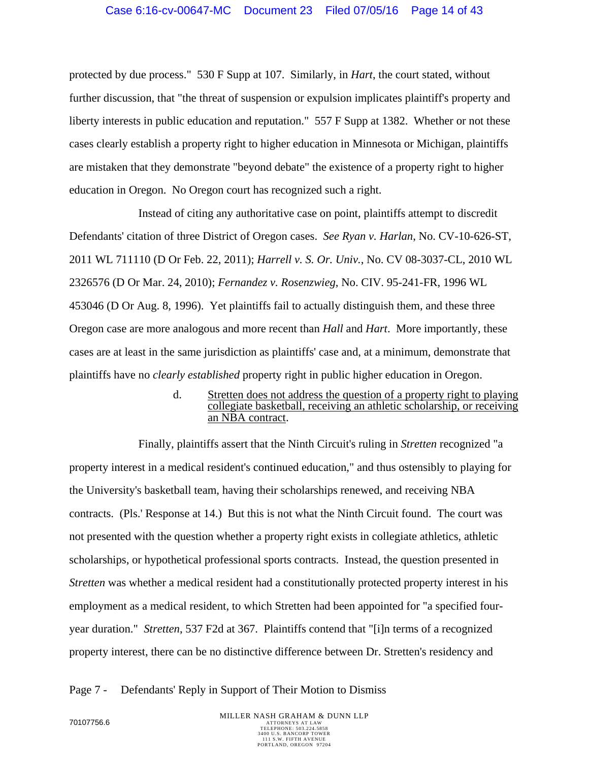protected by due process." 530 F Supp at 107. Similarly, in *Hart*, the court stated, without further discussion, that "the threat of suspension or expulsion implicates plaintiff's property and liberty interests in public education and reputation." 557 F Supp at 1382. Whether or not these cases clearly establish a property right to higher education in Minnesota or Michigan, plaintiffs are mistaken that they demonstrate "beyond debate" the existence of a property right to higher education in Oregon. No Oregon court has recognized such a right.

Instead of citing any authoritative case on point, plaintiffs attempt to discredit Defendants' citation of three District of Oregon cases. *See Ryan v. Harlan*, No. CV-10-626-ST, 2011 WL 711110 (D Or Feb. 22, 2011); *Harrell v. S. Or. Univ.*, No. CV 08-3037-CL, 2010 WL 2326576 (D Or Mar. 24, 2010); *Fernandez v. Rosenzweig*, No. CIV. 95-241-FR, 1996 WL 453046 (D Or Aug. 8, 1996). Yet plaintiffs fail to actually distinguish them, and these three Oregon case are more analogous and more recent than *Hall* and *Hart*. More importantly, these cases are at least in the same jurisdiction as plaintiffs' case and, at a minimum, demonstrate that plaintiffs have no *clearly established* property right in public higher education in Oregon.

d. Stretten does not address the question of a property right to playing collegiate basketball, receiving an athletic scholarship, or receiving an NBA contract.

Finally, plaintiffs assert that the Ninth Circuit's ruling in *Stretten* recognized "a property interest in a medical resident's continued education," and thus ostensibly to playing for the University's basketball team, having their scholarships renewed, and receiving NBA contracts. (Pls.' Response at 14.) But this is not what the Ninth Circuit found. The court was not presented with the question whether a property right exists in collegiate athletics, athletic scholarships, or hypothetical professional sports contracts. Instead, the question presented in *Stretten* was whether a medical resident had a constitutionally protected property interest in his employment as a medical resident, to which Stretten had been appointed for "a specified four-year duration." *Stretten*, 537 F2d at 367. Plaintiffs contend that "[i]n terms of a recognized property interest, there can be no distinctive difference between Dr. Stretten's residency and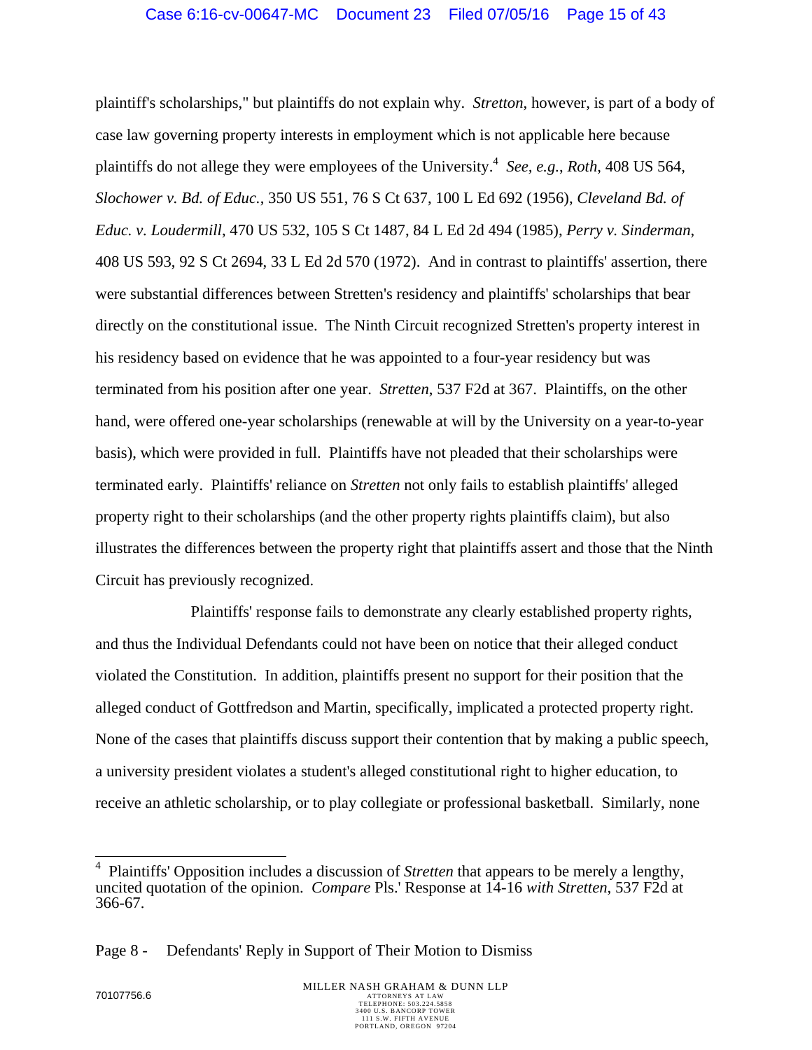plaintiff's scholarships," but plaintiffs do not explain why. *Stretton,* however, is part of a body of case law governing property interests in employment which is not applicable here because plaintiffs do not allege they were employees of the University.[4] *See, e.g.*, *Roth*, 408 US 564, *Slochower v. Bd. of Educ.*, 350 US 551, 76 S Ct 637, 100 L Ed 692 (1956), *Cleveland Bd. of Educ. v. Loudermill*, 470 US 532, 105 S Ct 1487, 84 L Ed 2d 494 (1985), *Perry v. Sinderman,* 408 US 593, 92 S Ct 2694, 33 L Ed 2d 570 (1972). And in contrast to plaintiffs' assertion, there were substantial differences between Stretten's residency and plaintiffs' scholarships that bear directly on the constitutional issue. The Ninth Circuit recognized Stretten's property interest in his residency based on evidence that he was appointed to a four-year residency but was terminated from his position after one year. *Stretten*, 537 F2d at 367. Plaintiffs, on the other hand, were offered one-year scholarships (renewable at will by the University on a year-to-year basis), which were provided in full. Plaintiffs have not pleaded that their scholarships were terminated early. Plaintiffs' reliance on *Stretten* not only fails to establish plaintiffs' alleged property right to their scholarships (and the other property rights plaintiffs claim), but also illustrates the differences between the property right that plaintiffs assert and those that the Ninth Circuit has previously recognized.

Plaintiffs' response fails to demonstrate any clearly established property rights, and thus the Individual Defendants could not have been on notice that their alleged conduct violated the Constitution. In addition, plaintiffs present no support for their position that the alleged conduct of Gottfredson and Martin, specifically, implicated a protected property right. None of the cases that plaintiffs discuss support their contention that by making a public speech, a university president violates a student's alleged constitutional right to higher education, to receive an athletic scholarship, or to play collegiate or professional basketball. Similarly, none

---

[4] Plaintiffs' Opposition includes a discussion of *Stretten* that appears to be merely a lengthy, uncited quotation of the opinion. *Compare* Pls.' Response at 14-16 *with Stretten*, 537 F2d at 366-67.

Page 8 - Defendants' Reply in Support of Their Motion to Dismiss

70107756.6

MILLER NASH GRAHAM & DUNN LLP
ATTORNEYS AT LAW
TELEPHONE: 503.224.5858
3400 U.S. BANCORP TOWER
111 S.W. FIFTH AVENUE
PORTLAND, OREGON 97204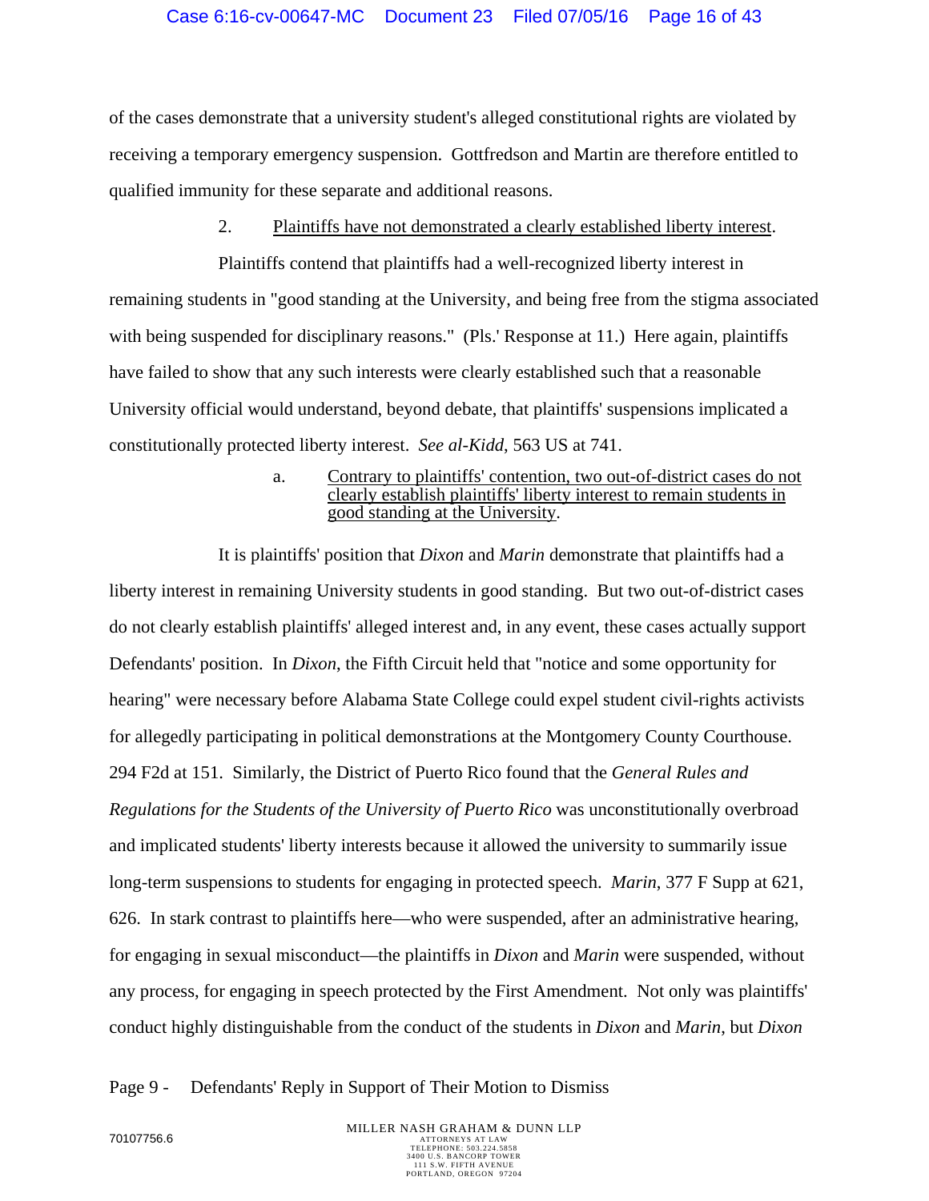of the cases demonstrate that a university student's alleged constitutional rights are violated by receiving a temporary emergency suspension. Gottfredson and Martin are therefore entitled to qualified immunity for these separate and additional reasons.

2. Plaintiffs have not demonstrated a clearly established liberty interest.

Plaintiffs contend that plaintiffs had a well-recognized liberty interest in remaining students in "good standing at the University, and being free from the stigma associated with being suspended for disciplinary reasons." (Pls.' Response at 11.) Here again, plaintiffs have failed to show that any such interests were clearly established such that a reasonable University official would understand, beyond debate, that plaintiffs' suspensions implicated a constitutionally protected liberty interest. *See al-Kidd*, 563 US at 741.

a. Contrary to plaintiffs' contention, two out-of-district cases do not clearly establish plaintiffs' liberty interest to remain students in good standing at the University.

It is plaintiffs' position that *Dixon* and *Marin* demonstrate that plaintiffs had a liberty interest in remaining University students in good standing. But two out-of-district cases do not clearly establish plaintiffs' alleged interest and, in any event, these cases actually support Defendants' position. In *Dixon*, the Fifth Circuit held that "notice and some opportunity for hearing" were necessary before Alabama State College could expel student civil-rights activists for allegedly participating in political demonstrations at the Montgomery County Courthouse. 294 F2d at 151. Similarly, the District of Puerto Rico found that the *General Rules and Regulations for the Students of the University of Puerto Rico* was unconstitutionally overbroad and implicated students' liberty interests because it allowed the university to summarily issue long-term suspensions to students for engaging in protected speech. *Marin*, 377 F Supp at 621, 626. In stark contrast to plaintiffs here—who were suspended, after an administrative hearing, for engaging in sexual misconduct—the plaintiffs in *Dixon* and *Marin* were suspended, without any process, for engaging in speech protected by the First Amendment. Not only was plaintiffs' conduct highly distinguishable from the conduct of the students in *Dixon* and *Marin*, but *Dixon*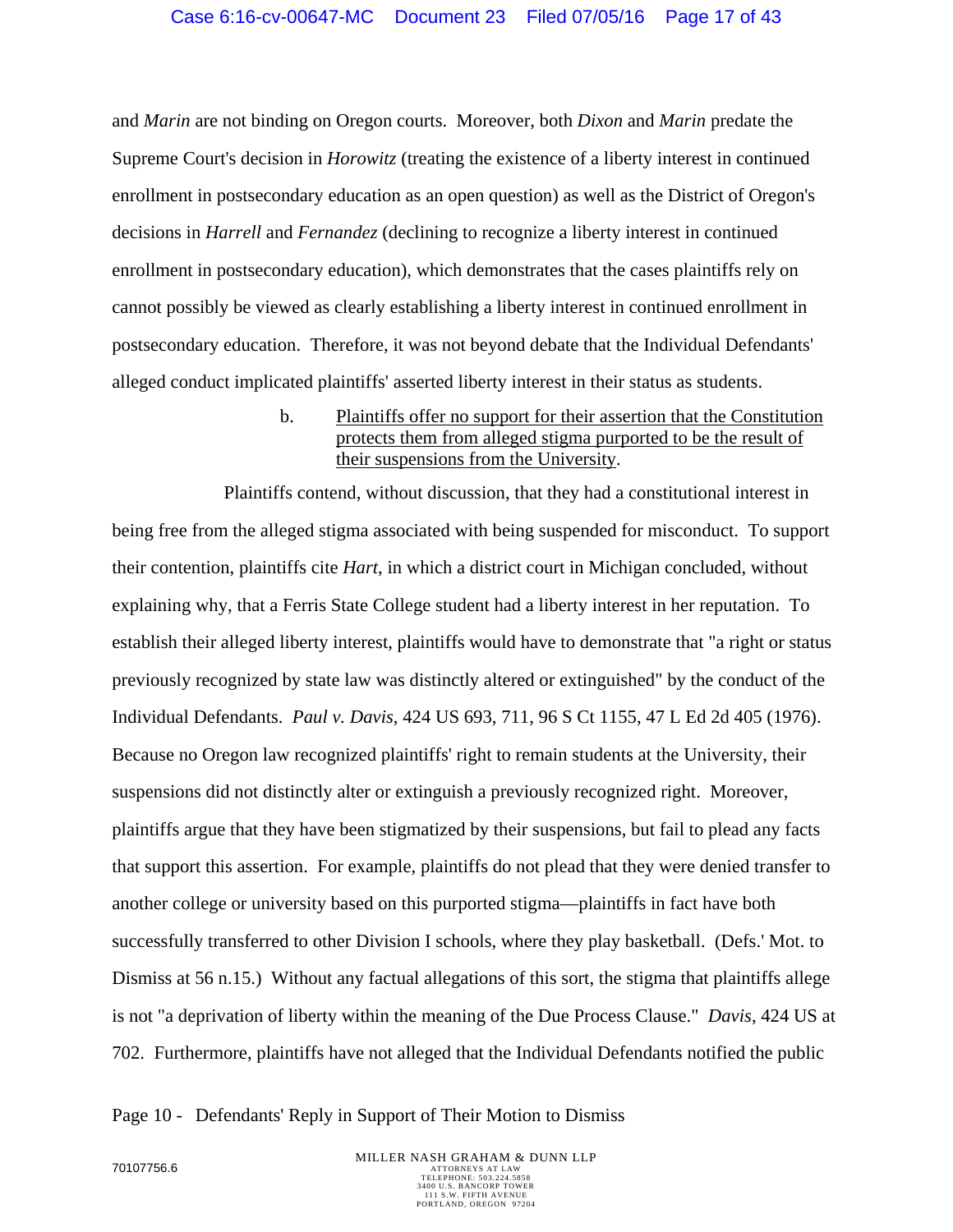and *Marin* are not binding on Oregon courts. Moreover, both *Dixon* and *Marin* predate the Supreme Court's decision in *Horowitz* (treating the existence of a liberty interest in continued enrollment in postsecondary education as an open question) as well as the District of Oregon's decisions in *Harrell* and *Fernandez* (declining to recognize a liberty interest in continued enrollment in postsecondary education), which demonstrates that the cases plaintiffs rely on cannot possibly be viewed as clearly establishing a liberty interest in continued enrollment in postsecondary education. Therefore, it was not beyond debate that the Individual Defendants' alleged conduct implicated plaintiffs' asserted liberty interest in their status as students.

b. Plaintiffs offer no support for their assertion that the Constitution protects them from alleged stigma purported to be the result of their suspensions from the University.

Plaintiffs contend, without discussion, that they had a constitutional interest in being free from the alleged stigma associated with being suspended for misconduct. To support their contention, plaintiffs cite *Hart*, in which a district court in Michigan concluded, without explaining why, that a Ferris State College student had a liberty interest in her reputation. To establish their alleged liberty interest, plaintiffs would have to demonstrate that "a right or status previously recognized by state law was distinctly altered or extinguished" by the conduct of the Individual Defendants. *Paul v. Davis*, 424 US 693, 711, 96 S Ct 1155, 47 L Ed 2d 405 (1976). Because no Oregon law recognized plaintiffs' right to remain students at the University, their suspensions did not distinctly alter or extinguish a previously recognized right. Moreover, plaintiffs argue that they have been stigmatized by their suspensions, but fail to plead any facts that support this assertion. For example, plaintiffs do not plead that they were denied transfer to another college or university based on this purported stigma—plaintiffs in fact have both successfully transferred to other Division I schools, where they play basketball. (Defs.' Mot. to Dismiss at 56 n.15.) Without any factual allegations of this sort, the stigma that plaintiffs allege is not "a deprivation of liberty within the meaning of the Due Process Clause." *Davis*, 424 US at 702. Furthermore, plaintiffs have not alleged that the Individual Defendants notified the public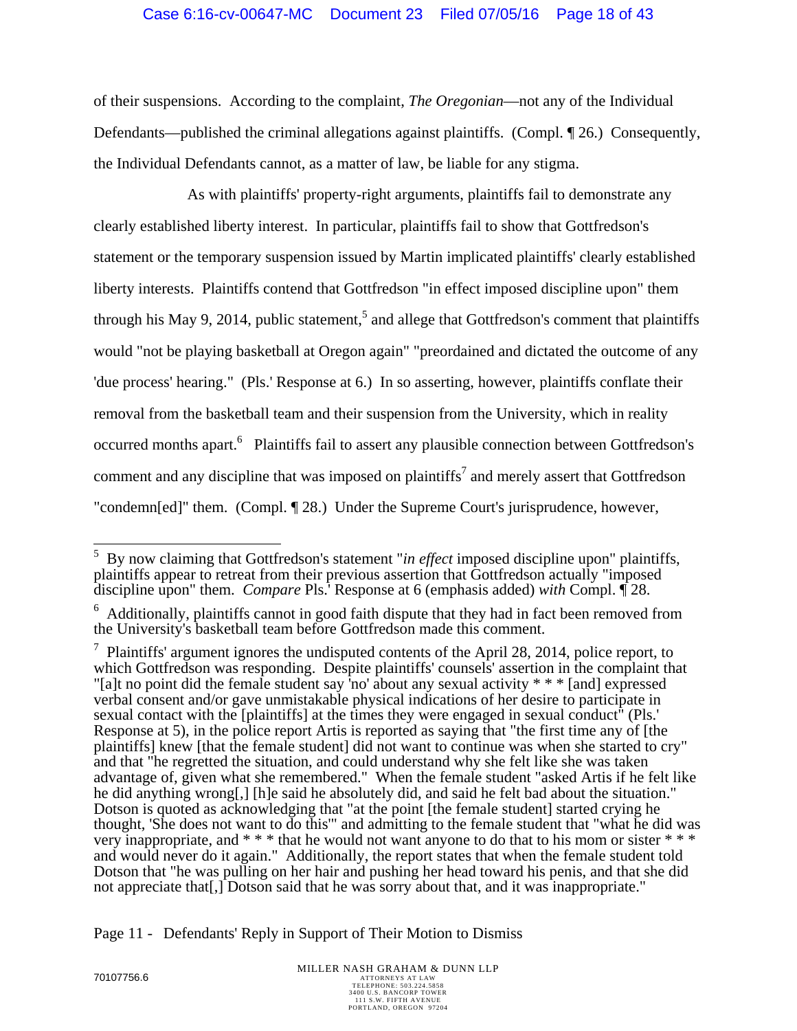of their suspensions. According to the complaint, *The Oregonian*—not any of the Individual Defendants—published the criminal allegations against plaintiffs. (Compl. ¶ 26.) Consequently, the Individual Defendants cannot, as a matter of law, be liable for any stigma.

As with plaintiffs' property-right arguments, plaintiffs fail to demonstrate any clearly established liberty interest. In particular, plaintiffs fail to show that Gottfredson's statement or the temporary suspension issued by Martin implicated plaintiffs' clearly established liberty interests. Plaintiffs contend that Gottfredson "in effect imposed discipline upon" them through his May 9, 2014, public statement,[5] and allege that Gottfredson's comment that plaintiffs would "not be playing basketball at Oregon again" "preordained and dictated the outcome of any 'due process' hearing." (Pls.' Response at 6.) In so asserting, however, plaintiffs conflate their removal from the basketball team and their suspension from the University, which in reality occurred months apart.[6] Plaintiffs fail to assert any plausible connection between Gottfredson's comment and any discipline that was imposed on plaintiffs[7] and merely assert that Gottfredson "condemn[ed]" them. (Compl. ¶ 28.) Under the Supreme Court's jurisprudence, however,

---

[5] By now claiming that Gottfredson's statement "*in effect* imposed discipline upon" plaintiffs, plaintiffs appear to retreat from their previous assertion that Gottfredson actually "imposed discipline upon" them. *Compare* Pls.' Response at 6 (emphasis added) *with* Compl. ¶ 28.

[6] Additionally, plaintiffs cannot in good faith dispute that they had in fact been removed from the University's basketball team before Gottfredson made this comment.

[7] Plaintiffs' argument ignores the undisputed contents of the April 28, 2014, police report, to which Gottfredson was responding. Despite plaintiffs' counsels' assertion in the complaint that "[a]t no point did the female student say 'no' about any sexual activity * * * [and] expressed verbal consent and/or gave unmistakable physical indications of her desire to participate in sexual contact with the [plaintiffs] at the times they were engaged in sexual conduct" (Pls.' Response at 5), in the police report Artis is reported as saying that "the first time any of [the plaintiffs] knew [that the female student] did not want to continue was when she started to cry" and that "he regretted the situation, and could understand why she felt like she was taken advantage of, given what she remembered." When the female student "asked Artis if he felt like he did anything wrong[,] [h]e said he absolutely did, and said he felt bad about the situation." Dotson is quoted as acknowledging that "at the point [the female student] started crying he thought, 'She does not want to do this'" and admitting to the female student that "what he did was very inappropriate, and * * * that he would not want anyone to do that to his mom or sister * * * and would never do it again." Additionally, the report states that when the female student told Dotson that "he was pulling on her hair and pushing her head toward his penis, and that she did not appreciate that[,] Dotson said that he was sorry about that, and it was inappropriate."

Page 11 - Defendants' Reply in Support of Their Motion to Dismiss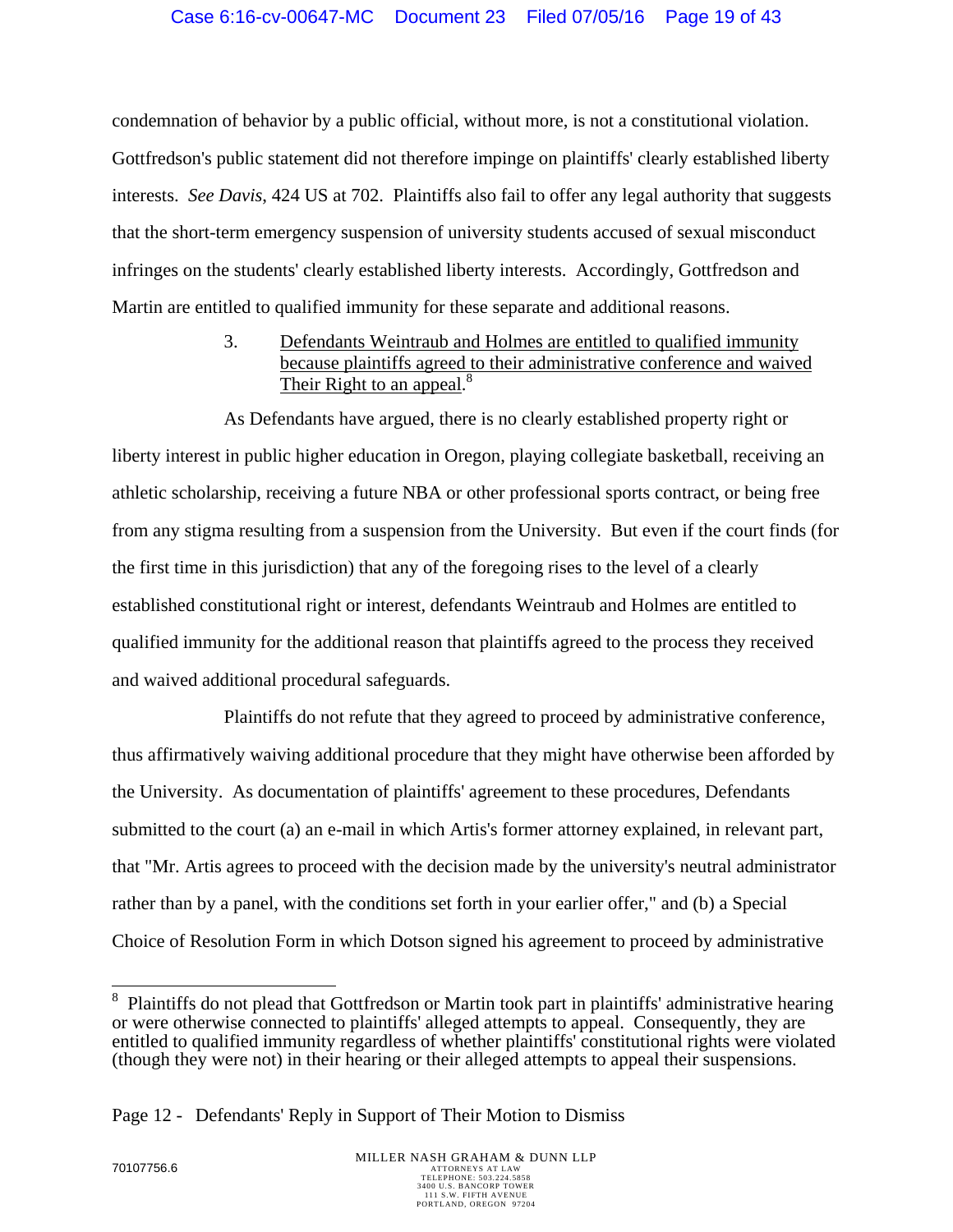condemnation of behavior by a public official, without more, is not a constitutional violation. Gottfredson's public statement did not therefore impinge on plaintiffs' clearly established liberty interests. *See Davis*, 424 US at 702. Plaintiffs also fail to offer any legal authority that suggests that the short-term emergency suspension of university students accused of sexual misconduct infringes on the students' clearly established liberty interests. Accordingly, Gottfredson and Martin are entitled to qualified immunity for these separate and additional reasons.

3. Defendants Weintraub and Holmes are entitled to qualified immunity because plaintiffs agreed to their administrative conference and waived Their Right to an appeal.[8]

As Defendants have argued, there is no clearly established property right or liberty interest in public higher education in Oregon, playing collegiate basketball, receiving an athletic scholarship, receiving a future NBA or other professional sports contract, or being free from any stigma resulting from a suspension from the University. But even if the court finds (for the first time in this jurisdiction) that any of the foregoing rises to the level of a clearly established constitutional right or interest, defendants Weintraub and Holmes are entitled to qualified immunity for the additional reason that plaintiffs agreed to the process they received and waived additional procedural safeguards.

Plaintiffs do not refute that they agreed to proceed by administrative conference, thus affirmatively waiving additional procedure that they might have otherwise been afforded by the University. As documentation of plaintiffs' agreement to these procedures, Defendants submitted to the court (a) an e-mail in which Artis's former attorney explained, in relevant part, that "Mr. Artis agrees to proceed with the decision made by the university's neutral administrator rather than by a panel, with the conditions set forth in your earlier offer," and (b) a Special Choice of Resolution Form in which Dotson signed his agreement to proceed by administrative

[8] Plaintiffs do not plead that Gottfredson or Martin took part in plaintiffs' administrative hearing or were otherwise connected to plaintiffs' alleged attempts to appeal. Consequently, they are entitled to qualified immunity regardless of whether plaintiffs' constitutional rights were violated (though they were not) in their hearing or their alleged attempts to appeal their suspensions.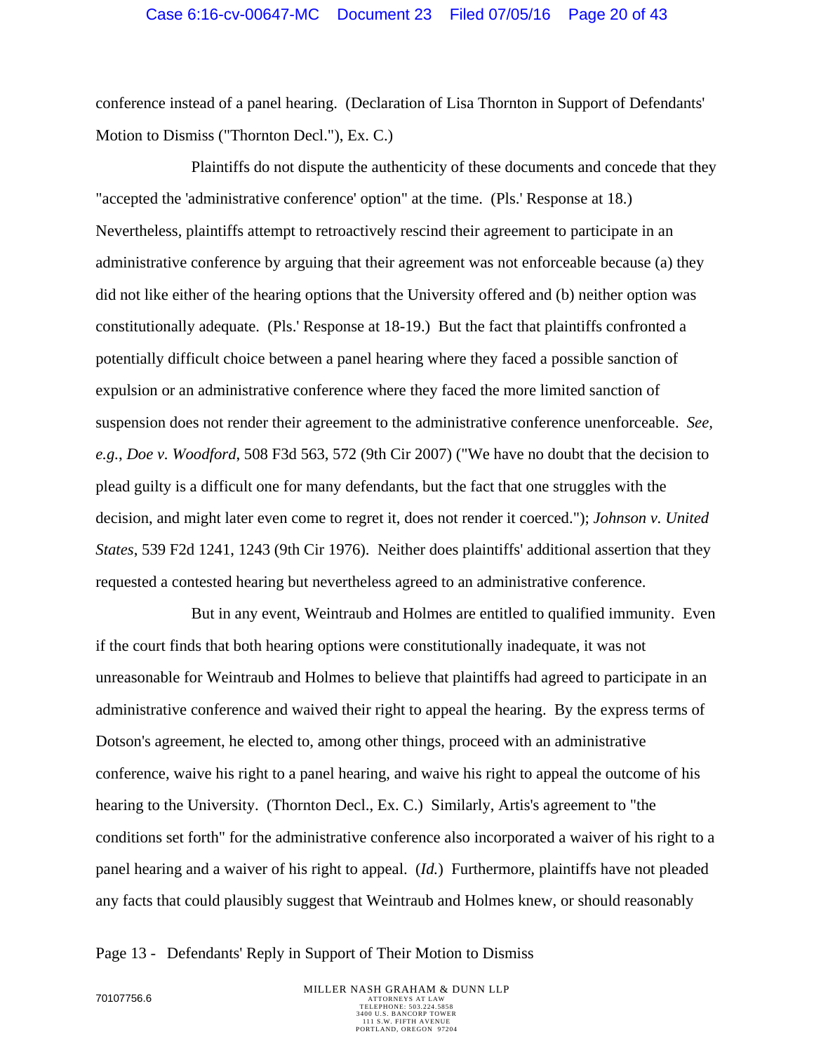conference instead of a panel hearing. (Declaration of Lisa Thornton in Support of Defendants' Motion to Dismiss ("Thornton Decl."), Ex. C.)

Plaintiffs do not dispute the authenticity of these documents and concede that they "accepted the 'administrative conference' option" at the time. (Pls.' Response at 18.) Nevertheless, plaintiffs attempt to retroactively rescind their agreement to participate in an administrative conference by arguing that their agreement was not enforceable because (a) they did not like either of the hearing options that the University offered and (b) neither option was constitutionally adequate. (Pls.' Response at 18-19.) But the fact that plaintiffs confronted a potentially difficult choice between a panel hearing where they faced a possible sanction of expulsion or an administrative conference where they faced the more limited sanction of suspension does not render their agreement to the administrative conference unenforceable. *See, e.g.*, *Doe v. Woodford*, 508 F3d 563, 572 (9th Cir 2007) ("We have no doubt that the decision to plead guilty is a difficult one for many defendants, but the fact that one struggles with the decision, and might later even come to regret it, does not render it coerced."); *Johnson v. United States*, 539 F2d 1241, 1243 (9th Cir 1976). Neither does plaintiffs' additional assertion that they requested a contested hearing but nevertheless agreed to an administrative conference.

But in any event, Weintraub and Holmes are entitled to qualified immunity. Even if the court finds that both hearing options were constitutionally inadequate, it was not unreasonable for Weintraub and Holmes to believe that plaintiffs had agreed to participate in an administrative conference and waived their right to appeal the hearing. By the express terms of Dotson's agreement, he elected to, among other things, proceed with an administrative conference, waive his right to a panel hearing, and waive his right to appeal the outcome of his hearing to the University. (Thornton Decl., Ex. C.) Similarly, Artis's agreement to "the conditions set forth" for the administrative conference also incorporated a waiver of his right to a panel hearing and a waiver of his right to appeal. (*Id.*) Furthermore, plaintiffs have not pleaded any facts that could plausibly suggest that Weintraub and Holmes knew, or should reasonably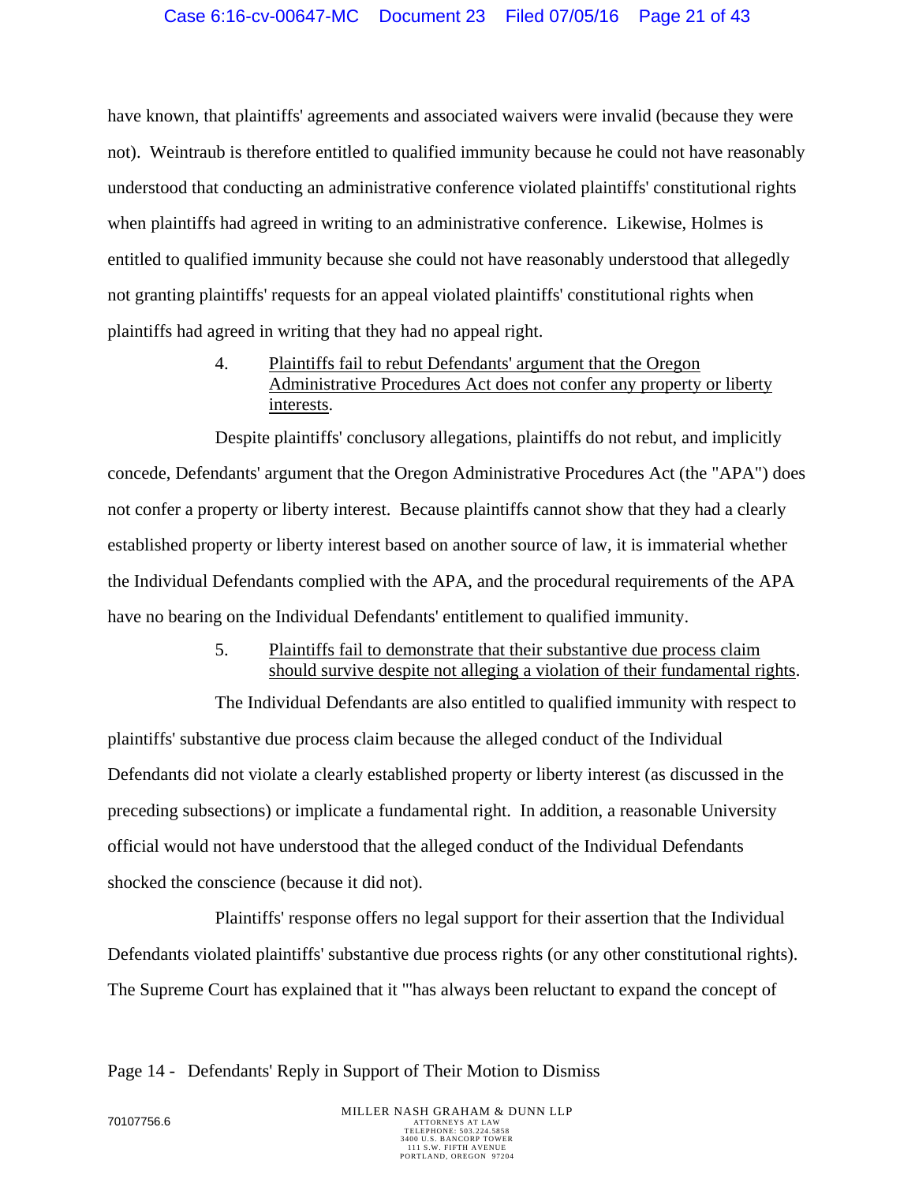have known, that plaintiffs' agreements and associated waivers were invalid (because they were not). Weintraub is therefore entitled to qualified immunity because he could not have reasonably understood that conducting an administrative conference violated plaintiffs' constitutional rights when plaintiffs had agreed in writing to an administrative conference. Likewise, Holmes is entitled to qualified immunity because she could not have reasonably understood that allegedly not granting plaintiffs' requests for an appeal violated plaintiffs' constitutional rights when plaintiffs had agreed in writing that they had no appeal right.

4. Plaintiffs fail to rebut Defendants' argument that the Oregon Administrative Procedures Act does not confer any property or liberty interests.

Despite plaintiffs' conclusory allegations, plaintiffs do not rebut, and implicitly concede, Defendants' argument that the Oregon Administrative Procedures Act (the "APA") does not confer a property or liberty interest. Because plaintiffs cannot show that they had a clearly established property or liberty interest based on another source of law, it is immaterial whether the Individual Defendants complied with the APA, and the procedural requirements of the APA have no bearing on the Individual Defendants' entitlement to qualified immunity.

5. Plaintiffs fail to demonstrate that their substantive due process claim should survive despite not alleging a violation of their fundamental rights.

The Individual Defendants are also entitled to qualified immunity with respect to plaintiffs' substantive due process claim because the alleged conduct of the Individual Defendants did not violate a clearly established property or liberty interest (as discussed in the preceding subsections) or implicate a fundamental right. In addition, a reasonable University official would not have understood that the alleged conduct of the Individual Defendants shocked the conscience (because it did not).

Plaintiffs' response offers no legal support for their assertion that the Individual Defendants violated plaintiffs' substantive due process rights (or any other constitutional rights). The Supreme Court has explained that it "'has always been reluctant to expand the concept of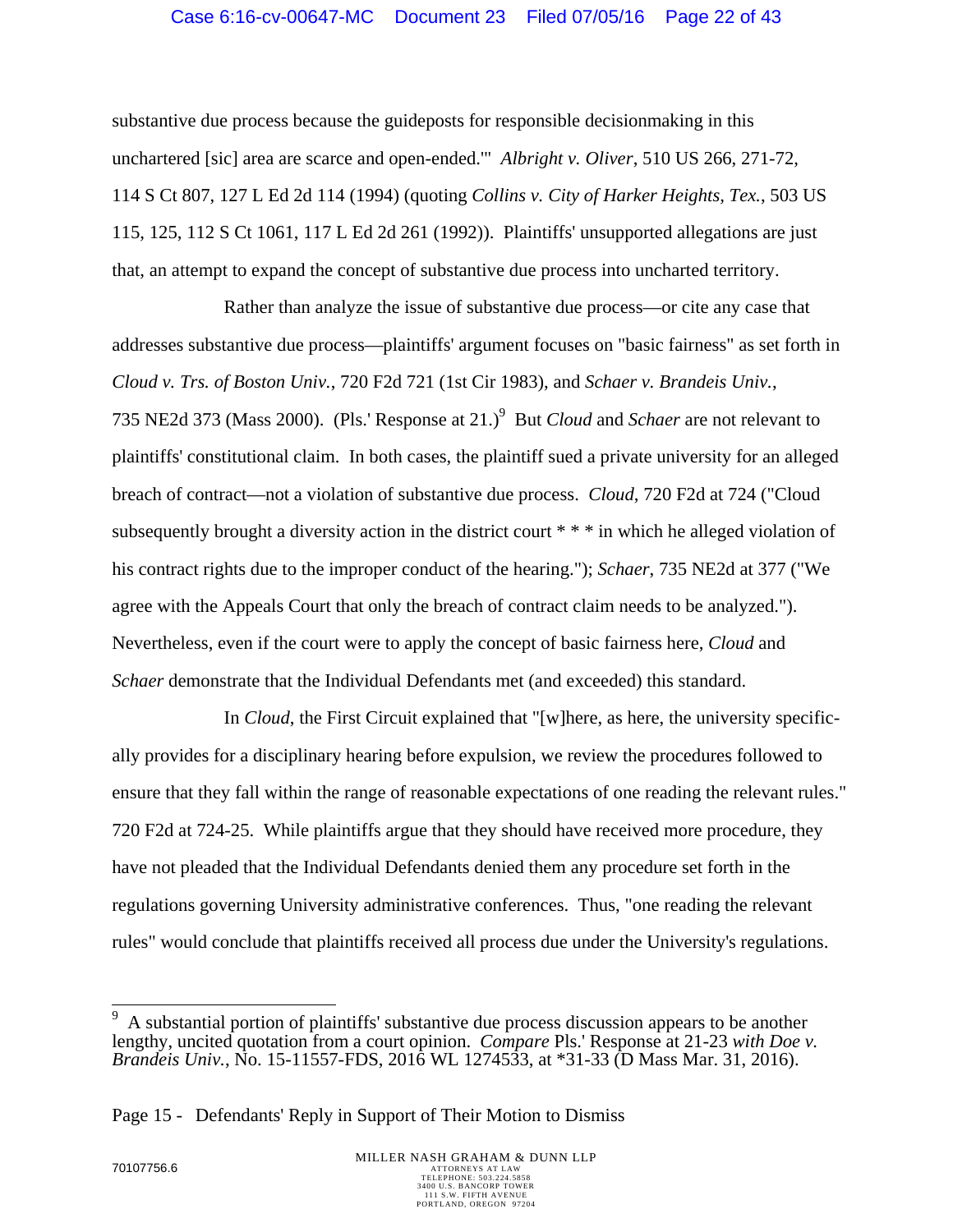substantive due process because the guideposts for responsible decisionmaking in this unchartered [sic] area are scarce and open-ended.'" *Albright v. Oliver*, 510 US 266, 271-72, 114 S Ct 807, 127 L Ed 2d 114 (1994) (quoting *Collins v. City of Harker Heights, Tex.*, 503 US 115, 125, 112 S Ct 1061, 117 L Ed 2d 261 (1992)). Plaintiffs' unsupported allegations are just that, an attempt to expand the concept of substantive due process into uncharted territory.

Rather than analyze the issue of substantive due process—or cite any case that addresses substantive due process—plaintiffs' argument focuses on "basic fairness" as set forth in *Cloud v. Trs. of Boston Univ.*, 720 F2d 721 (1st Cir 1983), and *Schaer v. Brandeis Univ.*, 735 NE2d 373 (Mass 2000). (Pls.' Response at 21.)[9] But *Cloud* and *Schaer* are not relevant to plaintiffs' constitutional claim. In both cases, the plaintiff sued a private university for an alleged breach of contract—not a violation of substantive due process. *Cloud*, 720 F2d at 724 ("Cloud subsequently brought a diversity action in the district court * * * in which he alleged violation of his contract rights due to the improper conduct of the hearing."); *Schaer*, 735 NE2d at 377 ("We agree with the Appeals Court that only the breach of contract claim needs to be analyzed."). Nevertheless, even if the court were to apply the concept of basic fairness here, *Cloud* and *Schaer* demonstrate that the Individual Defendants met (and exceeded) this standard.

In *Cloud*, the First Circuit explained that "[w]here, as here, the university specifically provides for a disciplinary hearing before expulsion, we review the procedures followed to ensure that they fall within the range of reasonable expectations of one reading the relevant rules." 720 F2d at 724-25. While plaintiffs argue that they should have received more procedure, they have not pleaded that the Individual Defendants denied them any procedure set forth in the regulations governing University administrative conferences. Thus, "one reading the relevant rules" would conclude that plaintiffs received all process due under the University's regulations.

---

[9] A substantial portion of plaintiffs' substantive due process discussion appears to be another lengthy, uncited quotation from a court opinion. *Compare* Pls.' Response at 21-23 *with Doe v. Brandeis Univ.*, No. 15-11557-FDS, 2016 WL 1274533, at *31-33 (D Mass Mar. 31, 2016).

Page 15 - Defendants' Reply in Support of Their Motion to Dismiss

70107756.6

MILLER NASH GRAHAM & DUNN LLP
ATTORNEYS AT LAW
TELEPHONE: 503.224.5858
3400 U.S. BANCORP TOWER
111 S.W. FIFTH AVENUE
PORTLAND, OREGON 97204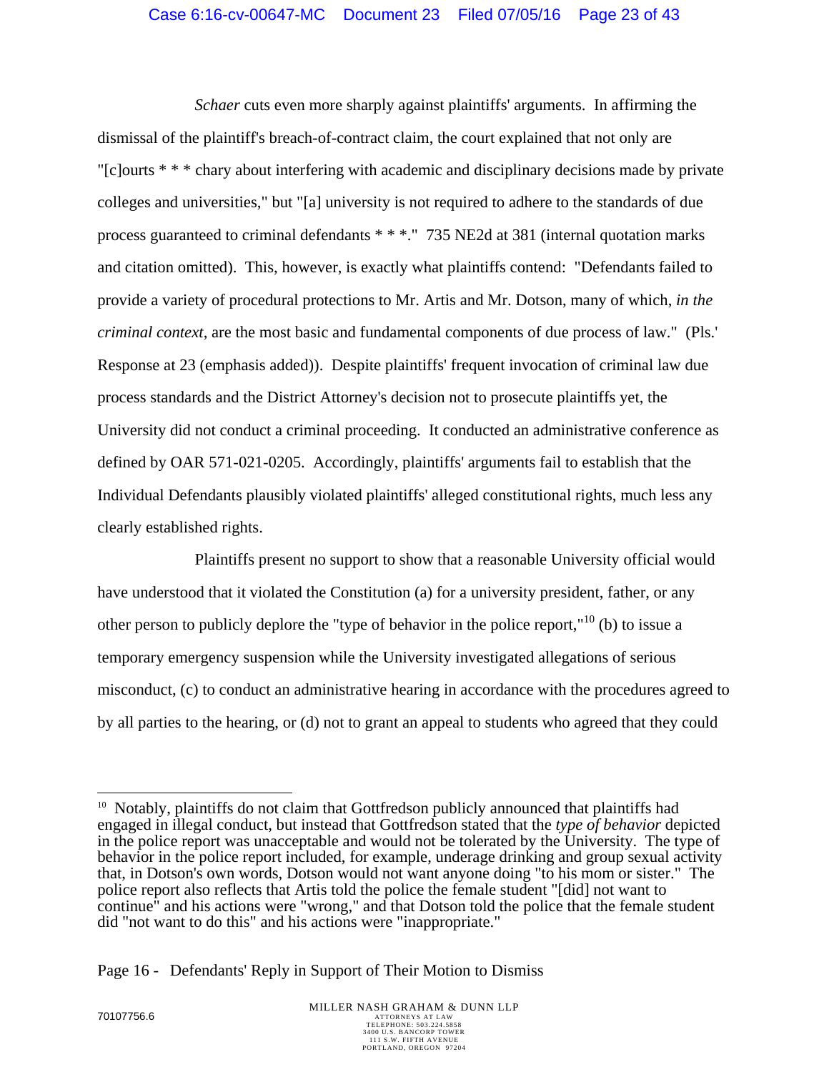*Schaer* cuts even more sharply against plaintiffs' arguments. In affirming the dismissal of the plaintiff's breach-of-contract claim, the court explained that not only are "[c]ourts * * * chary about interfering with academic and disciplinary decisions made by private colleges and universities," but "[a] university is not required to adhere to the standards of due process guaranteed to criminal defendants * * *." 735 NE2d at 381 (internal quotation marks and citation omitted). This, however, is exactly what plaintiffs contend: "Defendants failed to provide a variety of procedural protections to Mr. Artis and Mr. Dotson, many of which, *in the criminal context*, are the most basic and fundamental components of due process of law." (Pls.' Response at 23 (emphasis added)). Despite plaintiffs' frequent invocation of criminal law due process standards and the District Attorney's decision not to prosecute plaintiffs yet, the University did not conduct a criminal proceeding. It conducted an administrative conference as defined by OAR 571-021-0205. Accordingly, plaintiffs' arguments fail to establish that the Individual Defendants plausibly violated plaintiffs' alleged constitutional rights, much less any clearly established rights.

Plaintiffs present no support to show that a reasonable University official would have understood that it violated the Constitution (a) for a university president, father, or any other person to publicly deplore the "type of behavior in the police report,"[10] (b) to issue a temporary emergency suspension while the University investigated allegations of serious misconduct, (c) to conduct an administrative hearing in accordance with the procedures agreed to by all parties to the hearing, or (d) not to grant an appeal to students who agreed that they could

[10] Notably, plaintiffs do not claim that Gottfredson publicly announced that plaintiffs had engaged in illegal conduct, but instead that Gottfredson stated that the *type of behavior* depicted in the police report was unacceptable and would not be tolerated by the University. The type of behavior in the police report included, for example, underage drinking and group sexual activity that, in Dotson's own words, Dotson would not want anyone doing "to his mom or sister." The police report also reflects that Artis told the police the female student "[did] not want to continue" and his actions were "wrong," and that Dotson told the police that the female student did "not want to do this" and his actions were "inappropriate."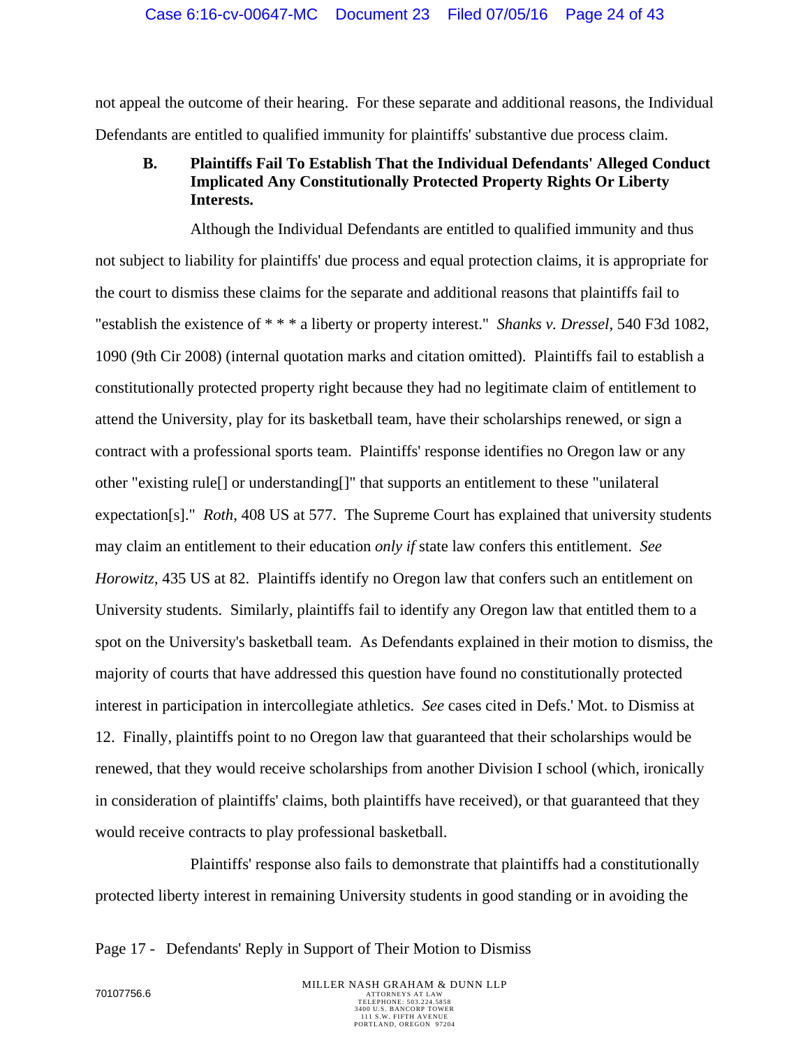not appeal the outcome of their hearing. For these separate and additional reasons, the Individual Defendants are entitled to qualified immunity for plaintiffs' substantive due process claim.

### B. Plaintiffs Fail To Establish That the Individual Defendants' Alleged Conduct Implicated Any Constitutionally Protected Property Rights Or Liberty Interests.

Although the Individual Defendants are entitled to qualified immunity and thus not subject to liability for plaintiffs' due process and equal protection claims, it is appropriate for the court to dismiss these claims for the separate and additional reasons that plaintiffs fail to "establish the existence of * * * a liberty or property interest." *Shanks v. Dressel*, 540 F3d 1082, 1090 (9th Cir 2008) (internal quotation marks and citation omitted). Plaintiffs fail to establish a constitutionally protected property right because they had no legitimate claim of entitlement to attend the University, play for its basketball team, have their scholarships renewed, or sign a contract with a professional sports team. Plaintiffs' response identifies no Oregon law or any other "existing rule[] or understanding[]" that supports an entitlement to these "unilateral expectation[s]." *Roth*, 408 US at 577. The Supreme Court has explained that university students may claim an entitlement to their education *only if* state law confers this entitlement. *See Horowitz*, 435 US at 82. Plaintiffs identify no Oregon law that confers such an entitlement on University students. Similarly, plaintiffs fail to identify any Oregon law that entitled them to a spot on the University's basketball team. As Defendants explained in their motion to dismiss, the majority of courts that have addressed this question have found no constitutionally protected interest in participation in intercollegiate athletics. *See* cases cited in Defs.' Mot. to Dismiss at 12. Finally, plaintiffs point to no Oregon law that guaranteed that their scholarships would be renewed, that they would receive scholarships from another Division I school (which, ironically in consideration of plaintiffs' claims, both plaintiffs have received), or that guaranteed that they would receive contracts to play professional basketball.

Plaintiffs' response also fails to demonstrate that plaintiffs had a constitutionally protected liberty interest in remaining University students in good standing or in avoiding the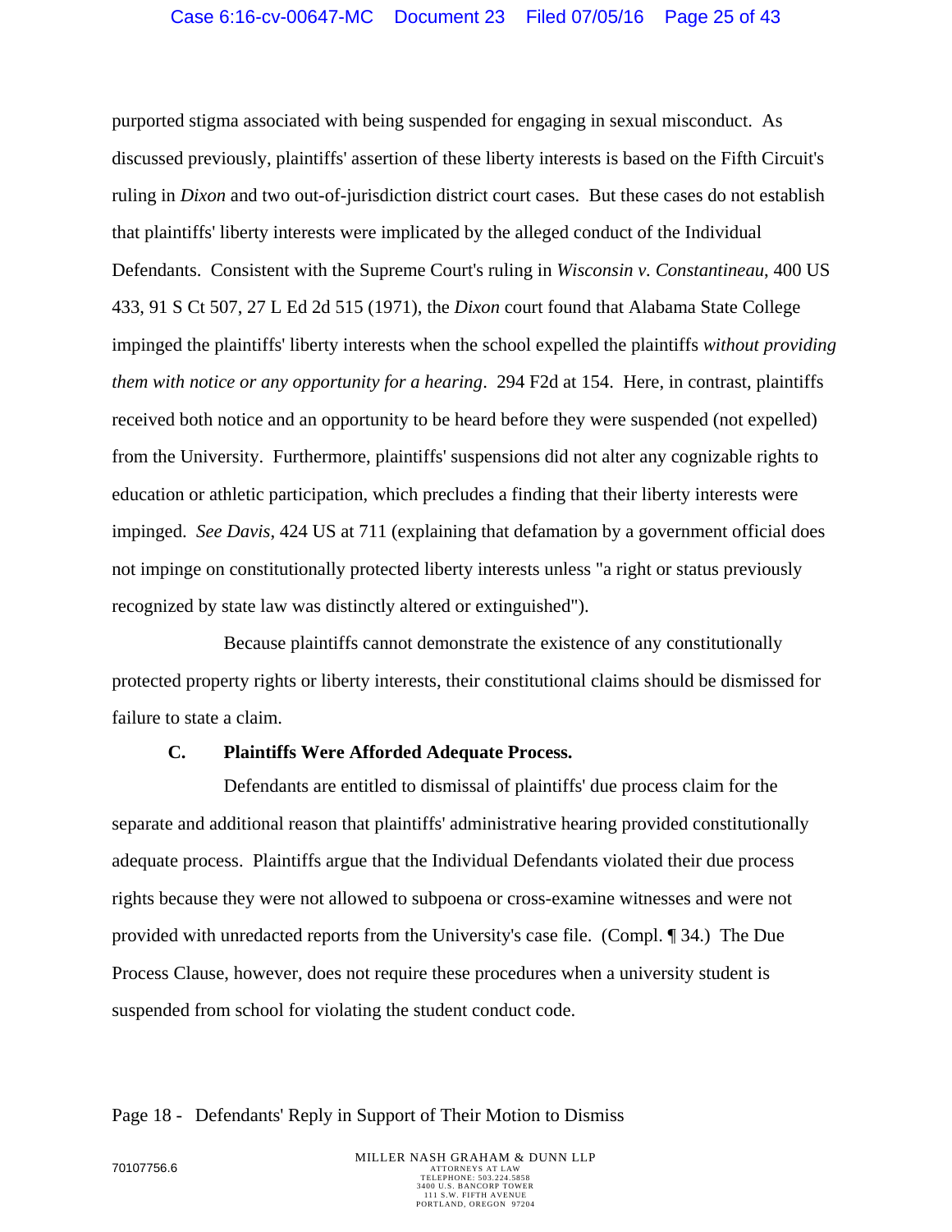purported stigma associated with being suspended for engaging in sexual misconduct. As discussed previously, plaintiffs' assertion of these liberty interests is based on the Fifth Circuit's ruling in *Dixon* and two out-of-jurisdiction district court cases. But these cases do not establish that plaintiffs' liberty interests were implicated by the alleged conduct of the Individual Defendants. Consistent with the Supreme Court's ruling in *Wisconsin v. Constantineau,* 400 US 433, 91 S Ct 507, 27 L Ed 2d 515 (1971), the *Dixon* court found that Alabama State College impinged the plaintiffs' liberty interests when the school expelled the plaintiffs *without providing them with notice or any opportunity for a hearing*. 294 F2d at 154. Here, in contrast, plaintiffs received both notice and an opportunity to be heard before they were suspended (not expelled) from the University. Furthermore, plaintiffs' suspensions did not alter any cognizable rights to education or athletic participation, which precludes a finding that their liberty interests were impinged. *See Davis*, 424 US at 711 (explaining that defamation by a government official does not impinge on constitutionally protected liberty interests unless "a right or status previously recognized by state law was distinctly altered or extinguished").

Because plaintiffs cannot demonstrate the existence of any constitutionally protected property rights or liberty interests, their constitutional claims should be dismissed for failure to state a claim.

**C. Plaintiffs Were Afforded Adequate Process.**

Defendants are entitled to dismissal of plaintiffs' due process claim for the separate and additional reason that plaintiffs' administrative hearing provided constitutionally adequate process. Plaintiffs argue that the Individual Defendants violated their due process rights because they were not allowed to subpoena or cross-examine witnesses and were not provided with unredacted reports from the University's case file. (Compl. ¶ 34.) The Due Process Clause, however, does not require these procedures when a university student is suspended from school for violating the student conduct code.

Page 18 - Defendants' Reply in Support of Their Motion to Dismiss

70107756.6

MILLER NASH GRAHAM & DUNN LLP
ATTORNEYS AT LAW
TELEPHONE: 503.224.5858
3400 U.S. BANCORP TOWER
111 S.W. FIFTH AVENUE
PORTLAND, OREGON 97204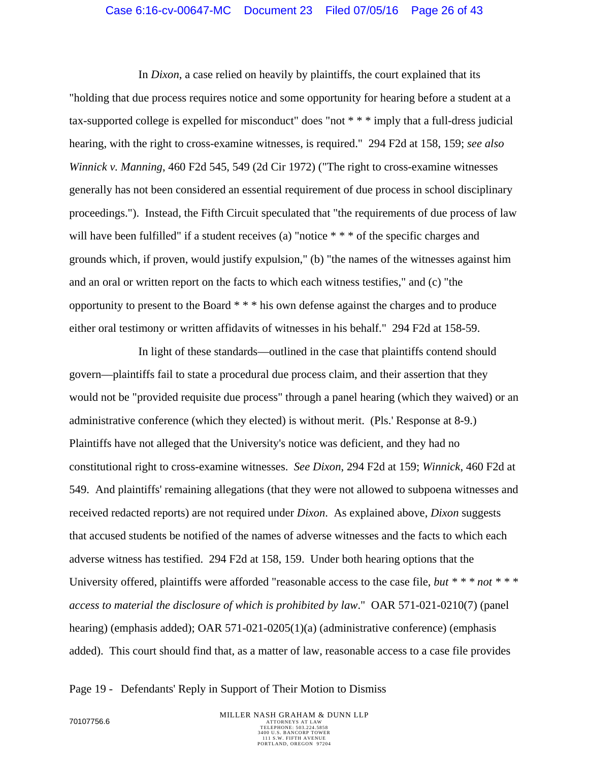In *Dixon*, a case relied on heavily by plaintiffs, the court explained that its "holding that due process requires notice and some opportunity for hearing before a student at a tax-supported college is expelled for misconduct" does "not * * * imply that a full-dress judicial hearing, with the right to cross-examine witnesses, is required." 294 F2d at 158, 159; *see also Winnick v. Manning*, 460 F2d 545, 549 (2d Cir 1972) ("The right to cross-examine witnesses generally has not been considered an essential requirement of due process in school disciplinary proceedings."). Instead, the Fifth Circuit speculated that "the requirements of due process of law will have been fulfilled" if a student receives (a) "notice * * * of the specific charges and grounds which, if proven, would justify expulsion," (b) "the names of the witnesses against him and an oral or written report on the facts to which each witness testifies," and (c) "the opportunity to present to the Board * * * his own defense against the charges and to produce either oral testimony or written affidavits of witnesses in his behalf." 294 F2d at 158-59.

In light of these standards—outlined in the case that plaintiffs contend should govern—plaintiffs fail to state a procedural due process claim, and their assertion that they would not be "provided requisite due process" through a panel hearing (which they waived) or an administrative conference (which they elected) is without merit. (Pls.' Response at 8-9.) Plaintiffs have not alleged that the University's notice was deficient, and they had no constitutional right to cross-examine witnesses. *See Dixon*, 294 F2d at 159; *Winnick*, 460 F2d at 549. And plaintiffs' remaining allegations (that they were not allowed to subpoena witnesses and received redacted reports) are not required under *Dixon*. As explained above, *Dixon* suggests that accused students be notified of the names of adverse witnesses and the facts to which each adverse witness has testified. 294 F2d at 158, 159. Under both hearing options that the University offered, plaintiffs were afforded "reasonable access to the case file, *but * * * not * * * access to material the disclosure of which is prohibited by law*." OAR 571-021-0210(7) (panel hearing) (emphasis added); OAR 571-021-0205(1)(a) (administrative conference) (emphasis added). This court should find that, as a matter of law, reasonable access to a case file provides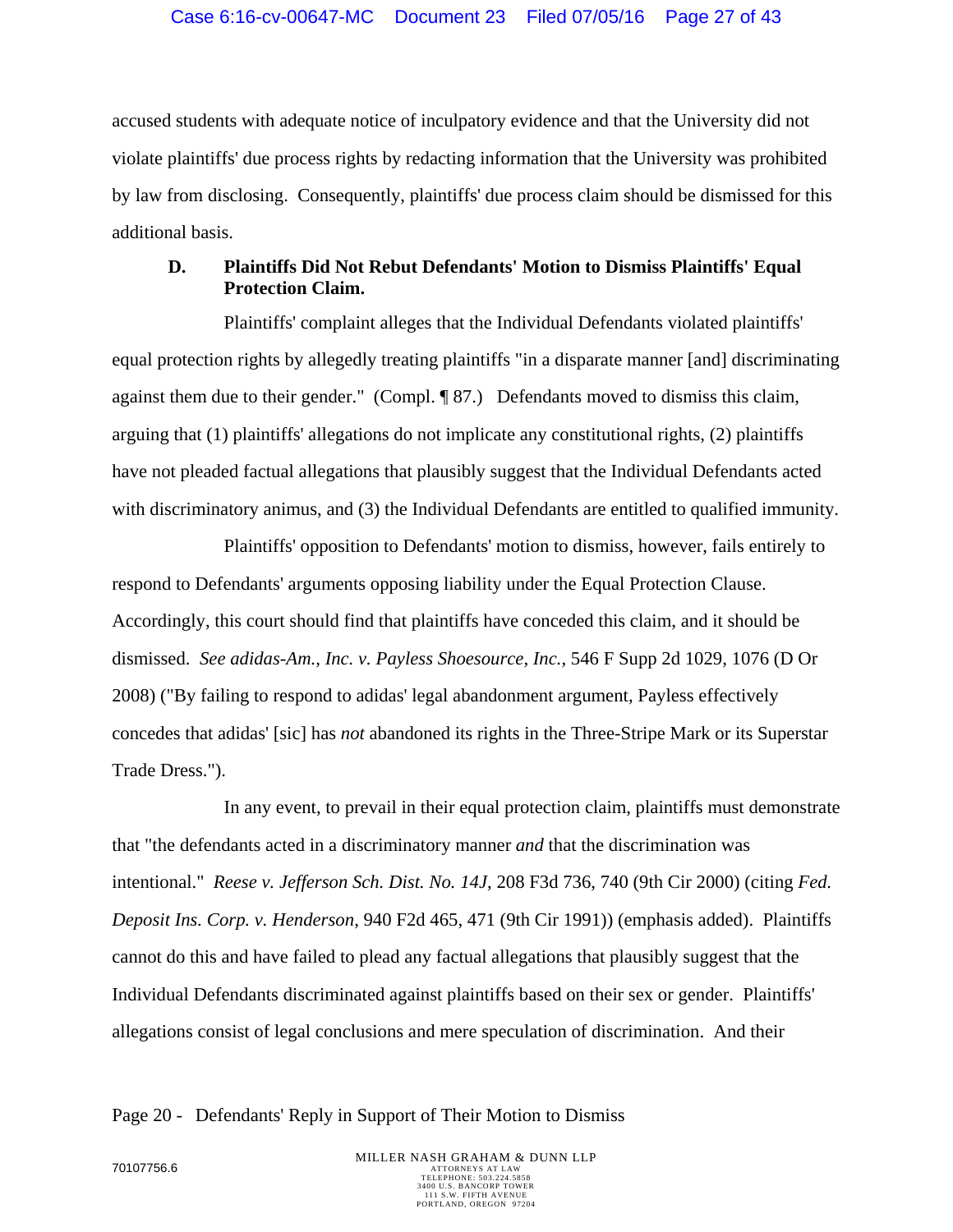accused students with adequate notice of inculpatory evidence and that the University did not violate plaintiffs' due process rights by redacting information that the University was prohibited by law from disclosing. Consequently, plaintiffs' due process claim should be dismissed for this additional basis.

**D. Plaintiffs Did Not Rebut Defendants' Motion to Dismiss Plaintiffs' Equal Protection Claim.**

Plaintiffs' complaint alleges that the Individual Defendants violated plaintiffs' equal protection rights by allegedly treating plaintiffs "in a disparate manner [and] discriminating against them due to their gender." (Compl. ¶ 87.) Defendants moved to dismiss this claim, arguing that (1) plaintiffs' allegations do not implicate any constitutional rights, (2) plaintiffs have not pleaded factual allegations that plausibly suggest that the Individual Defendants acted with discriminatory animus, and (3) the Individual Defendants are entitled to qualified immunity.

Plaintiffs' opposition to Defendants' motion to dismiss, however, fails entirely to respond to Defendants' arguments opposing liability under the Equal Protection Clause. Accordingly, this court should find that plaintiffs have conceded this claim, and it should be dismissed. *See adidas-Am., Inc. v. Payless Shoesource, Inc.*, 546 F Supp 2d 1029, 1076 (D Or 2008) ("By failing to respond to adidas' legal abandonment argument, Payless effectively concedes that adidas' [sic] has *not* abandoned its rights in the Three-Stripe Mark or its Superstar Trade Dress.").

In any event, to prevail in their equal protection claim, plaintiffs must demonstrate that "the defendants acted in a discriminatory manner *and* that the discrimination was intentional." *Reese v. Jefferson Sch. Dist. No. 14J*, 208 F3d 736, 740 (9th Cir 2000) (citing *Fed. Deposit Ins. Corp. v. Henderson*, 940 F2d 465, 471 (9th Cir 1991)) (emphasis added). Plaintiffs cannot do this and have failed to plead any factual allegations that plausibly suggest that the Individual Defendants discriminated against plaintiffs based on their sex or gender. Plaintiffs' allegations consist of legal conclusions and mere speculation of discrimination. And their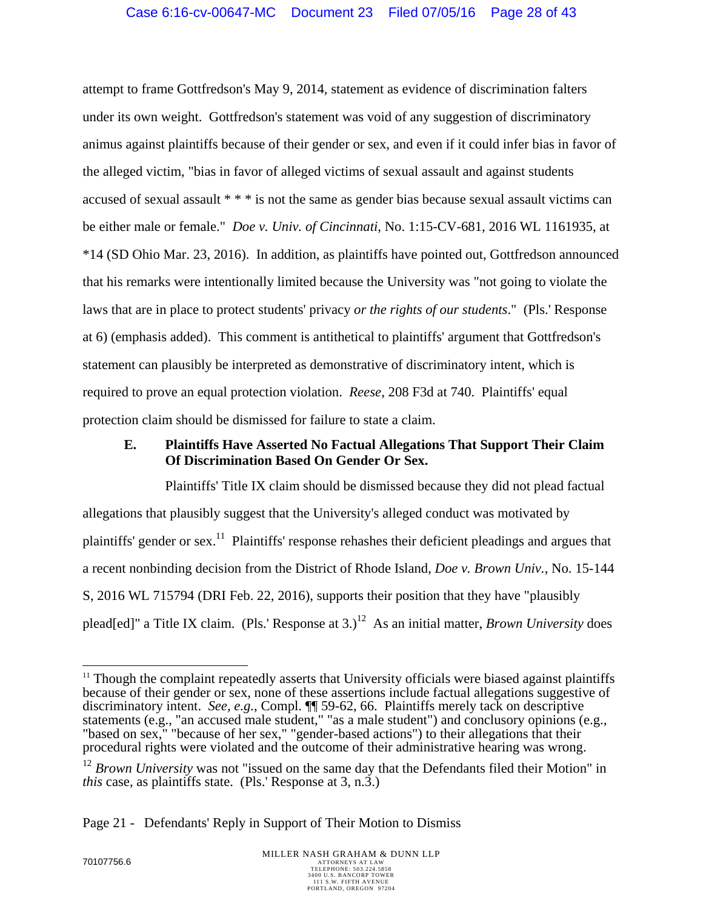attempt to frame Gottfredson's May 9, 2014, statement as evidence of discrimination falters under its own weight. Gottfredson's statement was void of any suggestion of discriminatory animus against plaintiffs because of their gender or sex, and even if it could infer bias in favor of the alleged victim, "bias in favor of alleged victims of sexual assault and against students accused of sexual assault * * * is not the same as gender bias because sexual assault victims can be either male or female." *Doe v. Univ. of Cincinnati*, No. 1:15-CV-681, 2016 WL 1161935, at *14 (SD Ohio Mar. 23, 2016). In addition, as plaintiffs have pointed out, Gottfredson announced that his remarks were intentionally limited because the University was "not going to violate the laws that are in place to protect students' privacy *or the rights of our students*." (Pls.' Response at 6) (emphasis added). This comment is antithetical to plaintiffs' argument that Gottfredson's statement can plausibly be interpreted as demonstrative of discriminatory intent, which is required to prove an equal protection violation. *Reese*, 208 F3d at 740. Plaintiffs' equal protection claim should be dismissed for failure to state a claim.

### E. Plaintiffs Have Asserted No Factual Allegations That Support Their Claim Of Discrimination Based On Gender Or Sex.

Plaintiffs' Title IX claim should be dismissed because they did not plead factual allegations that plausibly suggest that the University's alleged conduct was motivated by plaintiffs' gender or sex.[11] Plaintiffs' response rehashes their deficient pleadings and argues that a recent nonbinding decision from the District of Rhode Island, *Doe v. Brown Univ.*, No. 15-144 S, 2016 WL 715794 (DRI Feb. 22, 2016), supports their position that they have "plausibly plead[ed]" a Title IX claim. (Pls.' Response at 3.)[12] As an initial matter, *Brown University* does

---

[11] Though the complaint repeatedly asserts that University officials were biased against plaintiffs because of their gender or sex, none of these assertions include factual allegations suggestive of discriminatory intent. *See, e.g.*, Compl. ¶¶ 59-62, 66. Plaintiffs merely tack on descriptive statements (e.g., "an accused male student," "as a male student") and conclusory opinions (e.g., "based on sex," "because of her sex," "gender-based actions") to their allegations that their procedural rights were violated and the outcome of their administrative hearing was wrong.

[12] *Brown University* was not "issued on the same day that the Defendants filed their Motion" in *this* case, as plaintiffs state. (Pls.' Response at 3, n.3.)

Page 21 - Defendants' Reply in Support of Their Motion to Dismiss

70107756.6

MILLER NASH GRAHAM & DUNN LLP
ATTORNEYS AT LAW
TELEPHONE: 503.224.5858
3400 U.S. BANCORP TOWER
111 S.W. FIFTH AVENUE
PORTLAND, OREGON 97204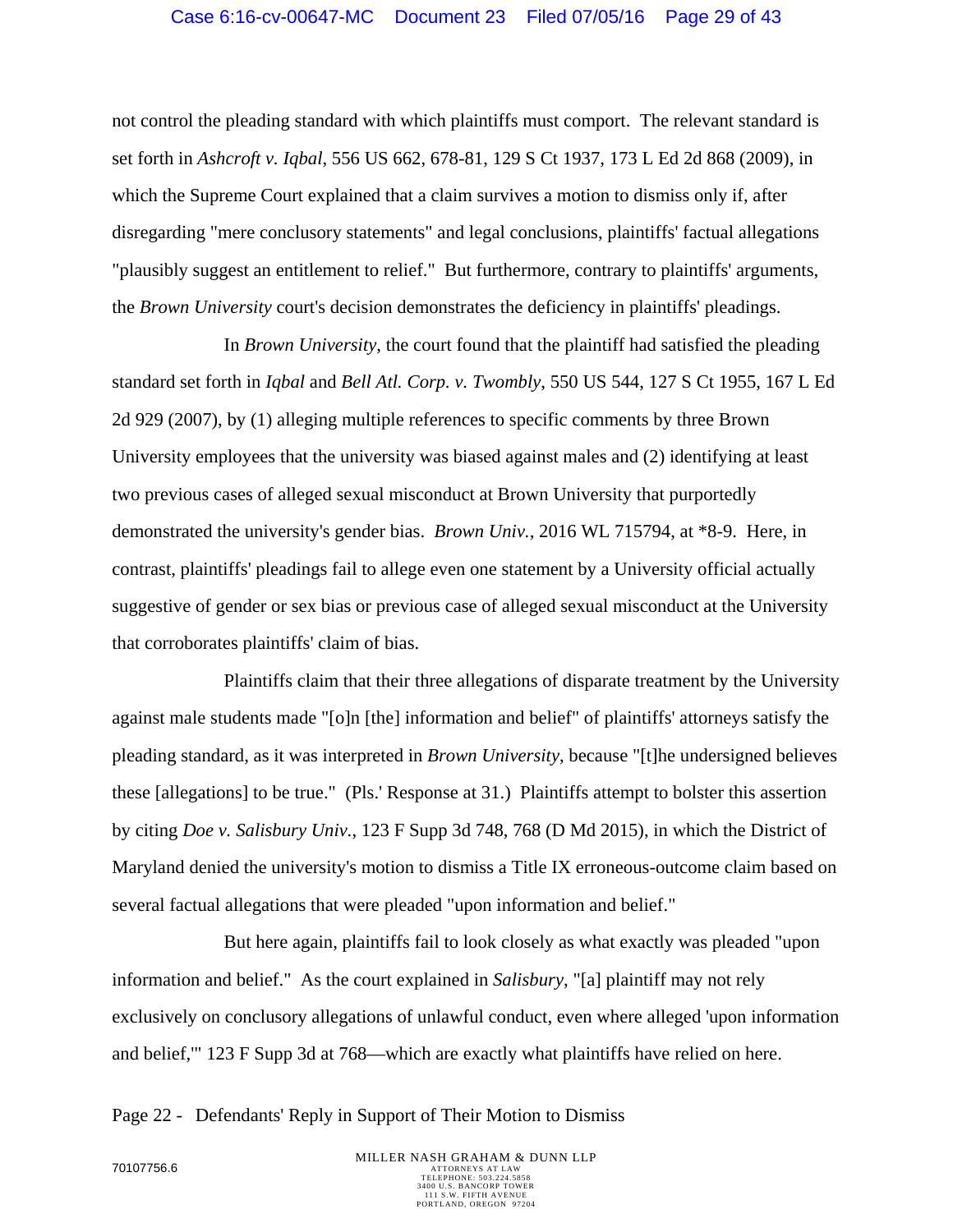not control the pleading standard with which plaintiffs must comport. The relevant standard is set forth in *Ashcroft v. Iqbal*, 556 US 662, 678-81, 129 S Ct 1937, 173 L Ed 2d 868 (2009), in which the Supreme Court explained that a claim survives a motion to dismiss only if, after disregarding "mere conclusory statements" and legal conclusions, plaintiffs' factual allegations "plausibly suggest an entitlement to relief." But furthermore, contrary to plaintiffs' arguments, the *Brown University* court's decision demonstrates the deficiency in plaintiffs' pleadings.

In *Brown University*, the court found that the plaintiff had satisfied the pleading standard set forth in *Iqbal* and *Bell Atl. Corp. v. Twombly*, 550 US 544, 127 S Ct 1955, 167 L Ed 2d 929 (2007), by (1) alleging multiple references to specific comments by three Brown University employees that the university was biased against males and (2) identifying at least two previous cases of alleged sexual misconduct at Brown University that purportedly demonstrated the university's gender bias. *Brown Univ.*, 2016 WL 715794, at *8-9. Here, in contrast, plaintiffs' pleadings fail to allege even one statement by a University official actually suggestive of gender or sex bias or previous case of alleged sexual misconduct at the University that corroborates plaintiffs' claim of bias.

Plaintiffs claim that their three allegations of disparate treatment by the University against male students made "[o]n [the] information and belief" of plaintiffs' attorneys satisfy the pleading standard, as it was interpreted in *Brown University*, because "[t]he undersigned believes these [allegations] to be true." (Pls.' Response at 31.) Plaintiffs attempt to bolster this assertion by citing *Doe v. Salisbury Univ.*, 123 F Supp 3d 748, 768 (D Md 2015), in which the District of Maryland denied the university's motion to dismiss a Title IX erroneous-outcome claim based on several factual allegations that were pleaded "upon information and belief."

But here again, plaintiffs fail to look closely as what exactly was pleaded "upon information and belief." As the court explained in *Salisbury*, "[a] plaintiff may not rely exclusively on conclusory allegations of unlawful conduct, even where alleged 'upon information and belief,'" 123 F Supp 3d at 768—which are exactly what plaintiffs have relied on here.

Page 22 - Defendants' Reply in Support of Their Motion to Dismiss

70107756.6

MILLER NASH GRAHAM & DUNN LLP
ATTORNEYS AT LAW
TELEPHONE: 503.224.5858
3400 U.S. BANCORP TOWER
111 S.W. FIFTH AVENUE
PORTLAND, OREGON 97204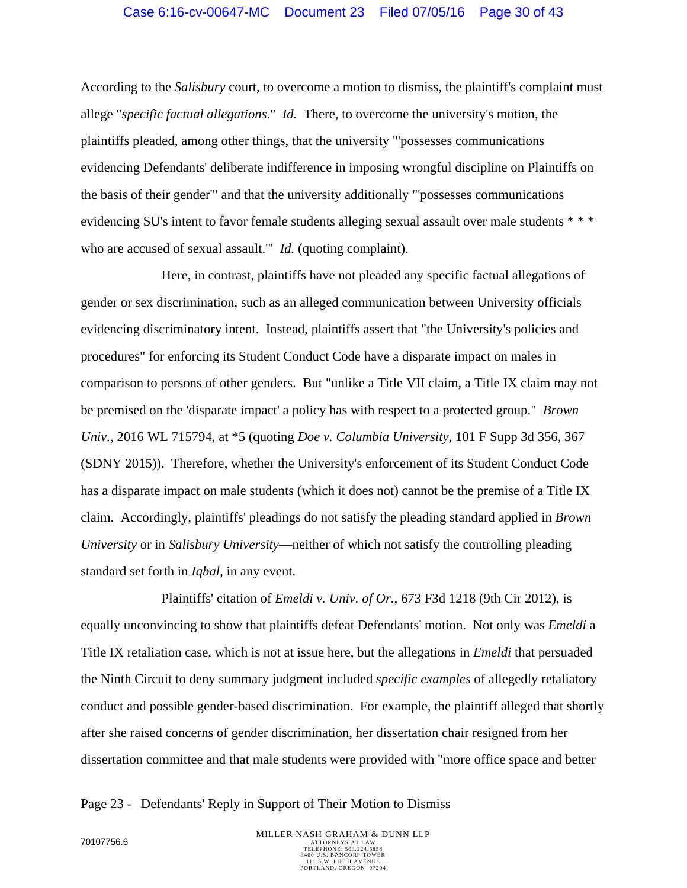According to the *Salisbury* court, to overcome a motion to dismiss, the plaintiff's complaint must allege "*specific factual allegations*." *Id.* There, to overcome the university's motion, the plaintiffs pleaded, among other things, that the university "'possesses communications evidencing Defendants' deliberate indifference in imposing wrongful discipline on Plaintiffs on the basis of their gender'" and that the university additionally "'possesses communications evidencing SU's intent to favor female students alleging sexual assault over male students * * * who are accused of sexual assault.'" *Id.* (quoting complaint).

Here, in contrast, plaintiffs have not pleaded any specific factual allegations of gender or sex discrimination, such as an alleged communication between University officials evidencing discriminatory intent. Instead, plaintiffs assert that "the University's policies and procedures" for enforcing its Student Conduct Code have a disparate impact on males in comparison to persons of other genders. But "unlike a Title VII claim, a Title IX claim may not be premised on the 'disparate impact' a policy has with respect to a protected group." *Brown Univ.*, 2016 WL 715794, at *5 (quoting *Doe v. Columbia University*, 101 F Supp 3d 356, 367 (SDNY 2015)). Therefore, whether the University's enforcement of its Student Conduct Code has a disparate impact on male students (which it does not) cannot be the premise of a Title IX claim. Accordingly, plaintiffs' pleadings do not satisfy the pleading standard applied in *Brown University* or in *Salisbury University*—neither of which not satisfy the controlling pleading standard set forth in *Iqbal*, in any event.

Plaintiffs' citation of *Emeldi v. Univ. of Or.*, 673 F3d 1218 (9th Cir 2012), is equally unconvincing to show that plaintiffs defeat Defendants' motion. Not only was *Emeldi* a Title IX retaliation case, which is not at issue here, but the allegations in *Emeldi* that persuaded the Ninth Circuit to deny summary judgment included *specific examples* of allegedly retaliatory conduct and possible gender-based discrimination. For example, the plaintiff alleged that shortly after she raised concerns of gender discrimination, her dissertation chair resigned from her dissertation committee and that male students were provided with "more office space and better

Page 23 - Defendants' Reply in Support of Their Motion to Dismiss

70107756.6

MILLER NASH GRAHAM & DUNN LLP
ATTORNEYS AT LAW
TELEPHONE: 503.224.5858
3400 U.S. BANCORP TOWER
111 S.W. FIFTH AVENUE
PORTLAND, OREGON 97204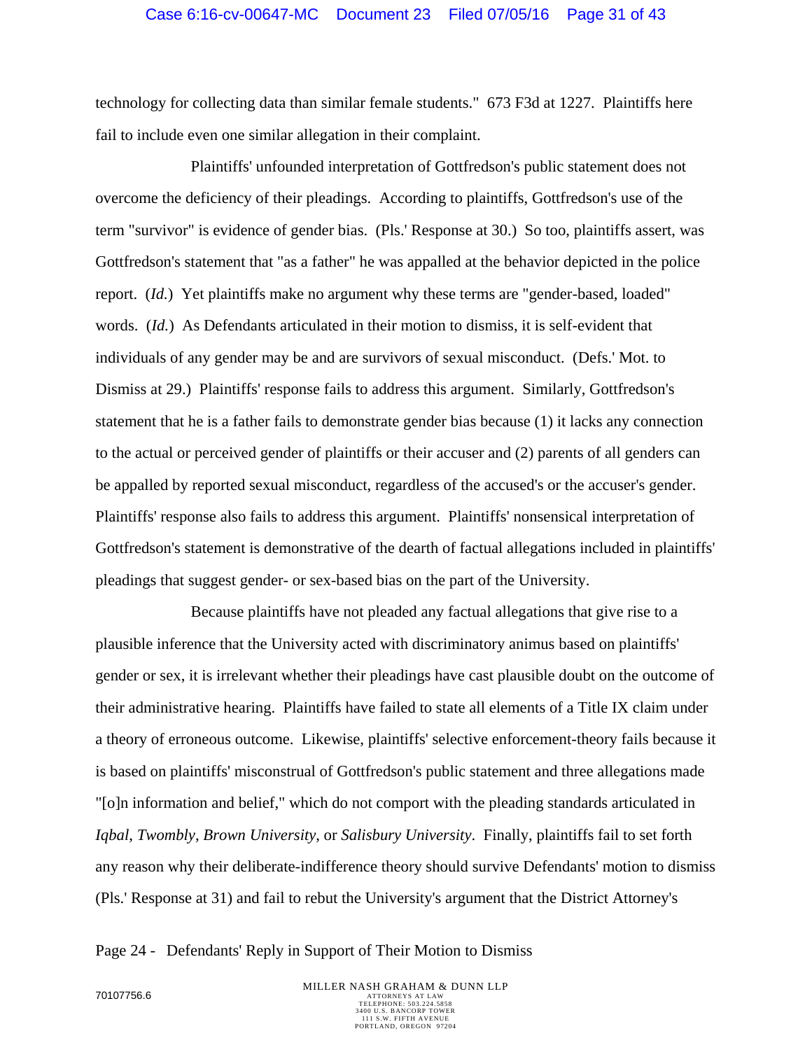technology for collecting data than similar female students." 673 F3d at 1227. Plaintiffs here fail to include even one similar allegation in their complaint.

Plaintiffs' unfounded interpretation of Gottfredson's public statement does not overcome the deficiency of their pleadings. According to plaintiffs, Gottfredson's use of the term "survivor" is evidence of gender bias. (Pls.' Response at 30.) So too, plaintiffs assert, was Gottfredson's statement that "as a father" he was appalled at the behavior depicted in the police report. (*Id.*) Yet plaintiffs make no argument why these terms are "gender-based, loaded" words. (*Id.*) As Defendants articulated in their motion to dismiss, it is self-evident that individuals of any gender may be and are survivors of sexual misconduct. (Defs.' Mot. to Dismiss at 29.) Plaintiffs' response fails to address this argument. Similarly, Gottfredson's statement that he is a father fails to demonstrate gender bias because (1) it lacks any connection to the actual or perceived gender of plaintiffs or their accuser and (2) parents of all genders can be appalled by reported sexual misconduct, regardless of the accused's or the accuser's gender. Plaintiffs' response also fails to address this argument. Plaintiffs' nonsensical interpretation of Gottfredson's statement is demonstrative of the dearth of factual allegations included in plaintiffs' pleadings that suggest gender- or sex-based bias on the part of the University.

Because plaintiffs have not pleaded any factual allegations that give rise to a plausible inference that the University acted with discriminatory animus based on plaintiffs' gender or sex, it is irrelevant whether their pleadings have cast plausible doubt on the outcome of their administrative hearing. Plaintiffs have failed to state all elements of a Title IX claim under a theory of erroneous outcome. Likewise, plaintiffs' selective enforcement-theory fails because it is based on plaintiffs' misconstrual of Gottfredson's public statement and three allegations made "[o]n information and belief," which do not comport with the pleading standards articulated in *Iqbal*, *Twombly*, *Brown University*, or *Salisbury University*. Finally, plaintiffs fail to set forth any reason why their deliberate-indifference theory should survive Defendants' motion to dismiss (Pls.' Response at 31) and fail to rebut the University's argument that the District Attorney's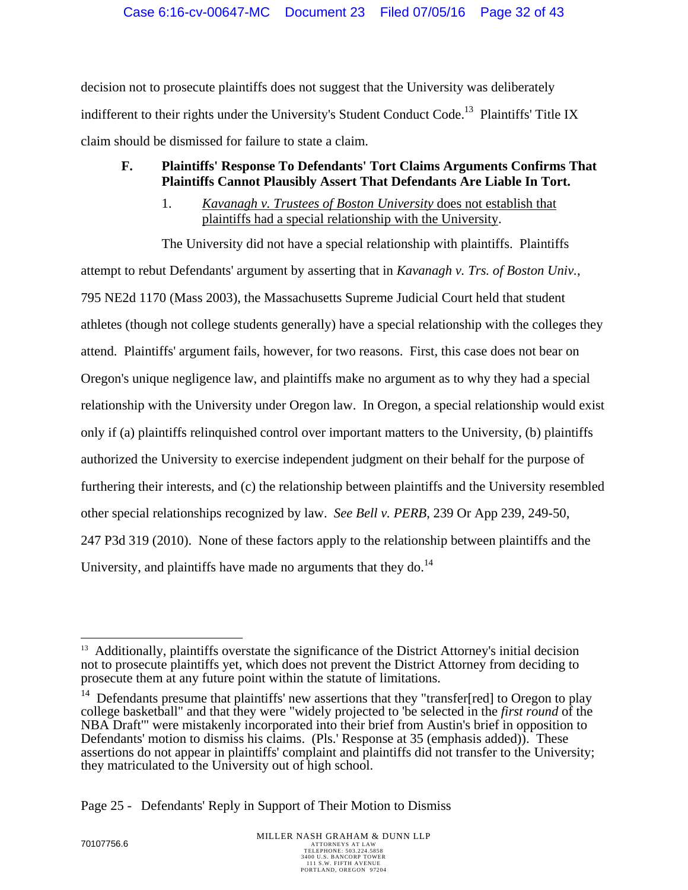decision not to prosecute plaintiffs does not suggest that the University was deliberately indifferent to their rights under the University's Student Conduct Code.[13] Plaintiffs' Title IX claim should be dismissed for failure to state a claim.

### F. Plaintiffs' Response To Defendants' Tort Claims Arguments Confirms That Plaintiffs Cannot Plausibly Assert That Defendants Are Liable In Tort.

#### 1. *Kavanagh v. Trustees of Boston University* does not establish that plaintiffs had a special relationship with the University.

The University did not have a special relationship with plaintiffs. Plaintiffs attempt to rebut Defendants' argument by asserting that in *Kavanagh v. Trs. of Boston Univ.*, 795 NE2d 1170 (Mass 2003), the Massachusetts Supreme Judicial Court held that student athletes (though not college students generally) have a special relationship with the colleges they attend. Plaintiffs' argument fails, however, for two reasons. First, this case does not bear on Oregon's unique negligence law, and plaintiffs make no argument as to why they had a special relationship with the University under Oregon law. In Oregon, a special relationship would exist only if (a) plaintiffs relinquished control over important matters to the University, (b) plaintiffs authorized the University to exercise independent judgment on their behalf for the purpose of furthering their interests, and (c) the relationship between plaintiffs and the University resembled other special relationships recognized by law. *See Bell v. PERB*, 239 Or App 239, 249-50, 247 P3d 319 (2010). None of these factors apply to the relationship between plaintiffs and the University, and plaintiffs have made no arguments that they do.[14]

---

[13] Additionally, plaintiffs overstate the significance of the District Attorney's initial decision not to prosecute plaintiffs yet, which does not prevent the District Attorney from deciding to prosecute them at any future point within the statute of limitations.

[14] Defendants presume that plaintiffs' new assertions that they "transfer[red] to Oregon to play college basketball" and that they were "widely projected to 'be selected in the *first round* of the NBA Draft'" were mistakenly incorporated into their brief from Austin's brief in opposition to Defendants' motion to dismiss his claims. (Pls.' Response at 35 (emphasis added)). These assertions do not appear in plaintiffs' complaint and plaintiffs did not transfer to the University; they matriculated to the University out of high school.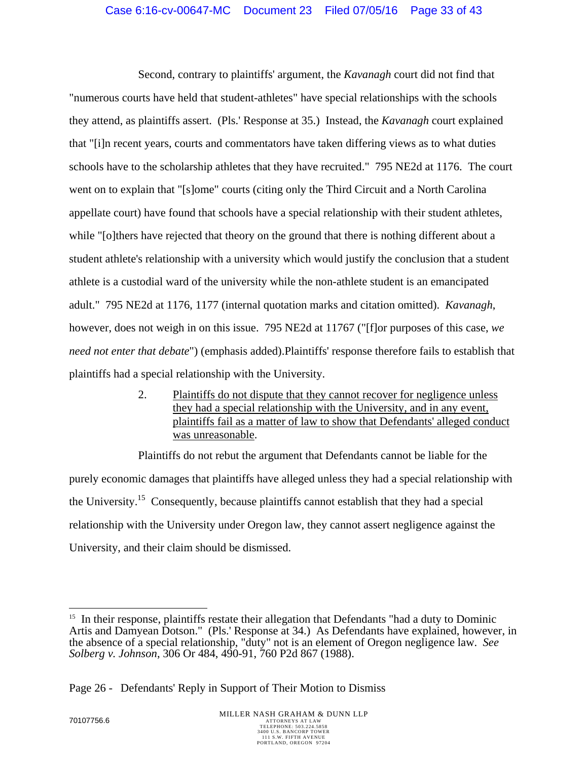Second, contrary to plaintiffs' argument, the *Kavanagh* court did not find that "numerous courts have held that student-athletes" have special relationships with the schools they attend, as plaintiffs assert. (Pls.' Response at 35.) Instead, the *Kavanagh* court explained that "[i]n recent years, courts and commentators have taken differing views as to what duties schools have to the scholarship athletes that they have recruited." 795 NE2d at 1176. The court went on to explain that "[s]ome" courts (citing only the Third Circuit and a North Carolina appellate court) have found that schools have a special relationship with their student athletes, while "[o]thers have rejected that theory on the ground that there is nothing different about a student athlete's relationship with a university which would justify the conclusion that a student athlete is a custodial ward of the university while the non-athlete student is an emancipated adult." 795 NE2d at 1176, 1177 (internal quotation marks and citation omitted). *Kavanagh*, however, does not weigh in on this issue. 795 NE2d at 11767 ("[f]or purposes of this case, *we need not enter that debate*") (emphasis added).Plaintiffs' response therefore fails to establish that plaintiffs had a special relationship with the University.

2. <u>Plaintiffs do not dispute that they cannot recover for negligence unless they had a special relationship with the University, and in any event, plaintiffs fail as a matter of law to show that Defendants' alleged conduct was unreasonable</u>.

Plaintiffs do not rebut the argument that Defendants cannot be liable for the purely economic damages that plaintiffs have alleged unless they had a special relationship with the University.[15] Consequently, because plaintiffs cannot establish that they had a special relationship with the University under Oregon law, they cannot assert negligence against the University, and their claim should be dismissed.

---

[15] In their response, plaintiffs restate their allegation that Defendants "had a duty to Dominic Artis and Damyean Dotson." (Pls.' Response at 34.) As Defendants have explained, however, in the absence of a special relationship, "duty" not is an element of Oregon negligence law. *See Solberg v. Johnson*, 306 Or 484, 490-91, 760 P2d 867 (1988).

Page 26 - Defendants' Reply in Support of Their Motion to Dismiss

70107756.6

MILLER NASH GRAHAM & DUNN LLP
ATTORNEYS AT LAW
TELEPHONE: 503.224.5858
3400 U.S. BANCORP TOWER
111 S.W. FIFTH AVENUE
PORTLAND, OREGON 97204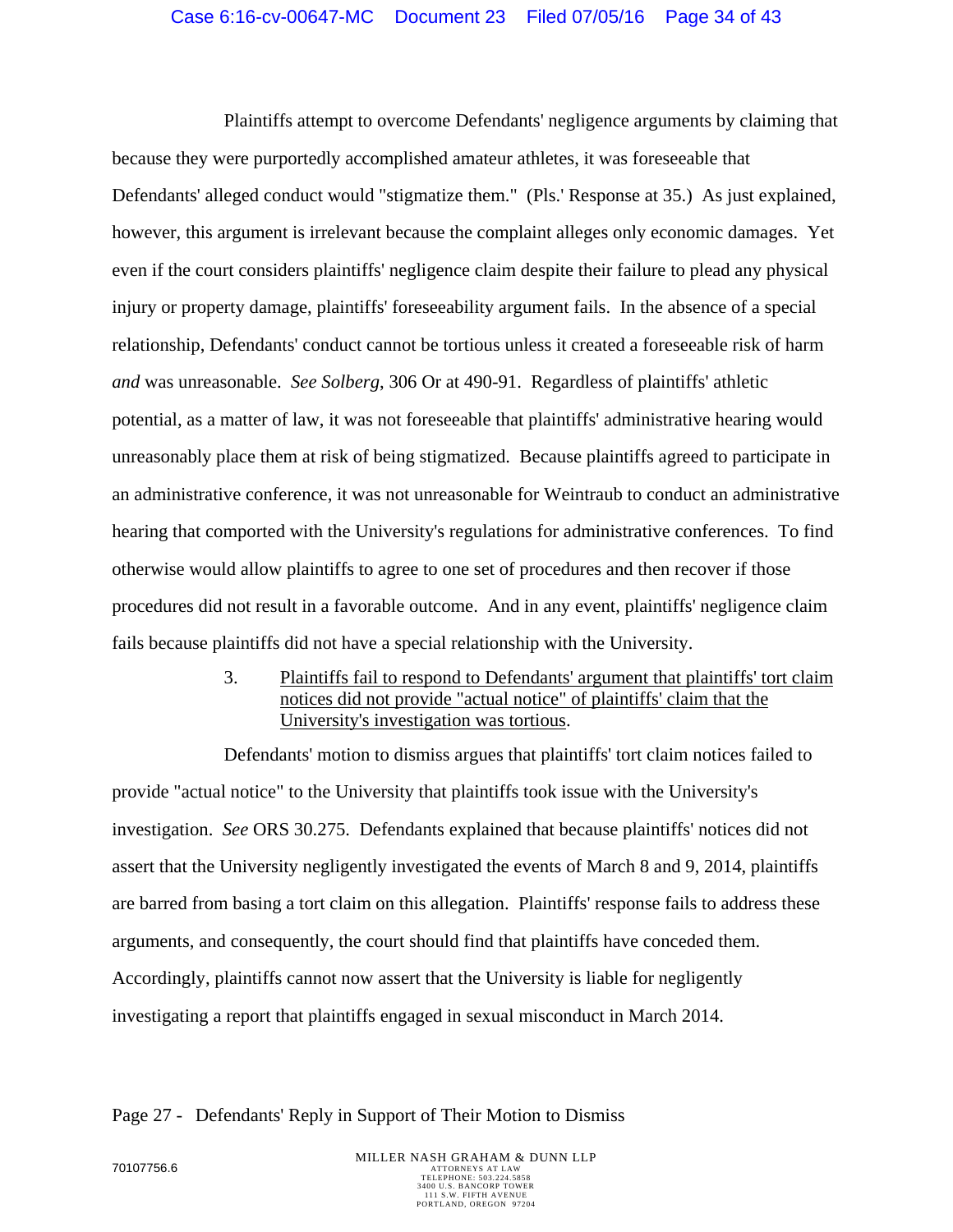Plaintiffs attempt to overcome Defendants' negligence arguments by claiming that because they were purportedly accomplished amateur athletes, it was foreseeable that Defendants' alleged conduct would "stigmatize them." (Pls.' Response at 35.) As just explained, however, this argument is irrelevant because the complaint alleges only economic damages. Yet even if the court considers plaintiffs' negligence claim despite their failure to plead any physical injury or property damage, plaintiffs' foreseeability argument fails. In the absence of a special relationship, Defendants' conduct cannot be tortious unless it created a foreseeable risk of harm *and* was unreasonable. *See Solberg*, 306 Or at 490-91. Regardless of plaintiffs' athletic potential, as a matter of law, it was not foreseeable that plaintiffs' administrative hearing would unreasonably place them at risk of being stigmatized. Because plaintiffs agreed to participate in an administrative conference, it was not unreasonable for Weintraub to conduct an administrative hearing that comported with the University's regulations for administrative conferences. To find otherwise would allow plaintiffs to agree to one set of procedures and then recover if those procedures did not result in a favorable outcome. And in any event, plaintiffs' negligence claim fails because plaintiffs did not have a special relationship with the University.

3. Plaintiffs fail to respond to Defendants' argument that plaintiffs' tort claim notices did not provide "actual notice" of plaintiffs' claim that the University's investigation was tortious.

Defendants' motion to dismiss argues that plaintiffs' tort claim notices failed to provide "actual notice" to the University that plaintiffs took issue with the University's investigation. *See* ORS 30.275. Defendants explained that because plaintiffs' notices did not assert that the University negligently investigated the events of March 8 and 9, 2014, plaintiffs are barred from basing a tort claim on this allegation. Plaintiffs' response fails to address these arguments, and consequently, the court should find that plaintiffs have conceded them. Accordingly, plaintiffs cannot now assert that the University is liable for negligently investigating a report that plaintiffs engaged in sexual misconduct in March 2014.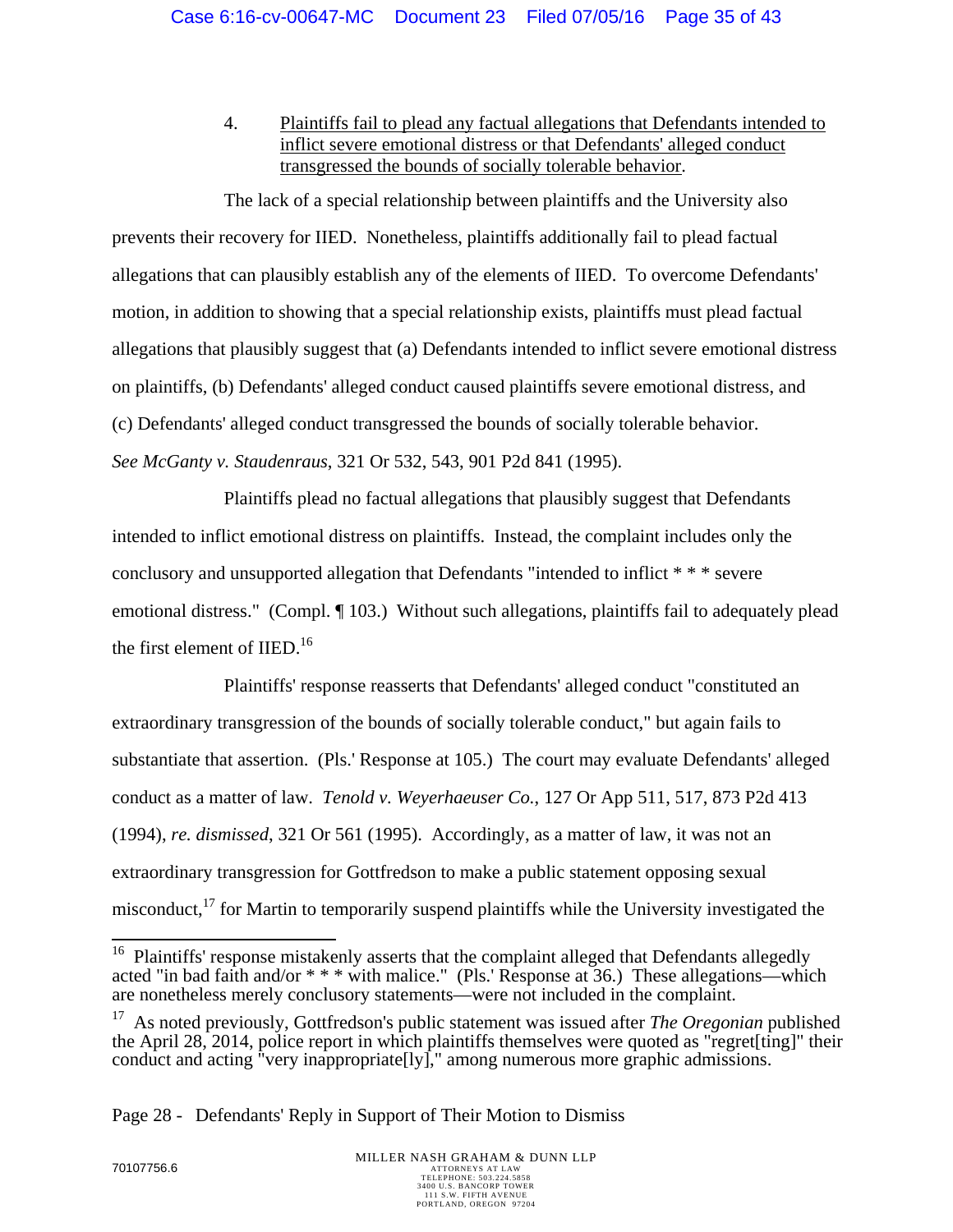4. <u>Plaintiffs fail to plead any factual allegations that Defendants intended to inflict severe emotional distress or that Defendants' alleged conduct transgressed the bounds of socially tolerable behavior</u>.

The lack of a special relationship between plaintiffs and the University also prevents their recovery for IIED. Nonetheless, plaintiffs additionally fail to plead factual allegations that can plausibly establish any of the elements of IIED. To overcome Defendants' motion, in addition to showing that a special relationship exists, plaintiffs must plead factual allegations that plausibly suggest that (a) Defendants intended to inflict severe emotional distress on plaintiffs, (b) Defendants' alleged conduct caused plaintiffs severe emotional distress, and (c) Defendants' alleged conduct transgressed the bounds of socially tolerable behavior. *See McGanty v. Staudenraus*, 321 Or 532, 543, 901 P2d 841 (1995).

Plaintiffs plead no factual allegations that plausibly suggest that Defendants intended to inflict emotional distress on plaintiffs. Instead, the complaint includes only the conclusory and unsupported allegation that Defendants "intended to inflict * * * severe emotional distress." (Compl. ¶ 103.) Without such allegations, plaintiffs fail to adequately plead the first element of IIED.[16]

Plaintiffs' response reasserts that Defendants' alleged conduct "constituted an extraordinary transgression of the bounds of socially tolerable conduct," but again fails to substantiate that assertion. (Pls.' Response at 105.) The court may evaluate Defendants' alleged conduct as a matter of law. *Tenold v. Weyerhaeuser Co.*, 127 Or App 511, 517, 873 P2d 413 (1994), *re. dismissed*, 321 Or 561 (1995). Accordingly, as a matter of law, it was not an extraordinary transgression for Gottfredson to make a public statement opposing sexual misconduct,[17] for Martin to temporarily suspend plaintiffs while the University investigated the

---

[16] Plaintiffs' response mistakenly asserts that the complaint alleged that Defendants allegedly acted "in bad faith and/or * * * with malice." (Pls.' Response at 36.) These allegations—which are nonetheless merely conclusory statements—were not included in the complaint.

[17] As noted previously, Gottfredson's public statement was issued after *The Oregonian* published the April 28, 2014, police report in which plaintiffs themselves were quoted as "regret[ting]" their conduct and acting "very inappropriate[ly]," among numerous more graphic admissions.

Page 28 - Defendants' Reply in Support of Their Motion to Dismiss

70107756.6

MILLER NASH GRAHAM & DUNN LLP
ATTORNEYS AT LAW
TELEPHONE: 503.224.5858
3400 U.S. BANCORP TOWER
111 S.W. FIFTH AVENUE
PORTLAND, OREGON 97204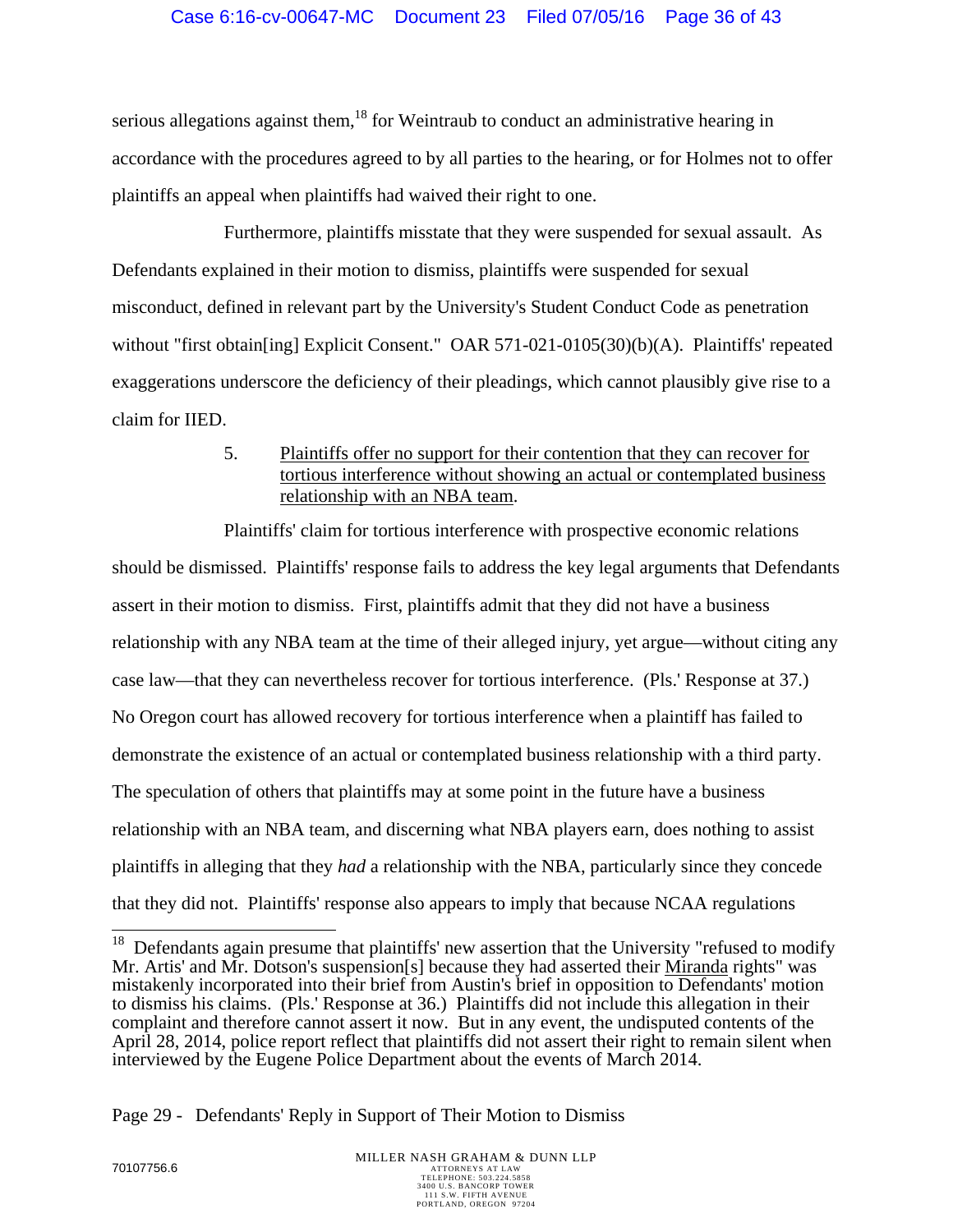serious allegations against them,[18] for Weintraub to conduct an administrative hearing in accordance with the procedures agreed to by all parties to the hearing, or for Holmes not to offer plaintiffs an appeal when plaintiffs had waived their right to one.

Furthermore, plaintiffs misstate that they were suspended for sexual assault. As Defendants explained in their motion to dismiss, plaintiffs were suspended for sexual misconduct, defined in relevant part by the University's Student Conduct Code as penetration without "first obtain[ing] Explicit Consent." OAR 571-021-0105(30)(b)(A). Plaintiffs' repeated exaggerations underscore the deficiency of their pleadings, which cannot plausibly give rise to a claim for IIED.

5. <u>Plaintiffs offer no support for their contention that they can recover for tortious interference without showing an actual or contemplated business relationship with an NBA team</u>.

Plaintiffs' claim for tortious interference with prospective economic relations should be dismissed. Plaintiffs' response fails to address the key legal arguments that Defendants assert in their motion to dismiss. First, plaintiffs admit that they did not have a business relationship with any NBA team at the time of their alleged injury, yet argue—without citing any case law—that they can nevertheless recover for tortious interference. (Pls.' Response at 37.) No Oregon court has allowed recovery for tortious interference when a plaintiff has failed to demonstrate the existence of an actual or contemplated business relationship with a third party. The speculation of others that plaintiffs may at some point in the future have a business relationship with an NBA team, and discerning what NBA players earn, does nothing to assist plaintiffs in alleging that they *had* a relationship with the NBA, particularly since they concede that they did not. Plaintiffs' response also appears to imply that because NCAA regulations

---

[18] Defendants again presume that plaintiffs' new assertion that the University "refused to modify Mr. Artis' and Mr. Dotson's suspension[s] because they had asserted their <u>Miranda</u> rights" was mistakenly incorporated into their brief from Austin's brief in opposition to Defendants' motion to dismiss his claims. (Pls.' Response at 36.) Plaintiffs did not include this allegation in their complaint and therefore cannot assert it now. But in any event, the undisputed contents of the April 28, 2014, police report reflect that plaintiffs did not assert their right to remain silent when interviewed by the Eugene Police Department about the events of March 2014.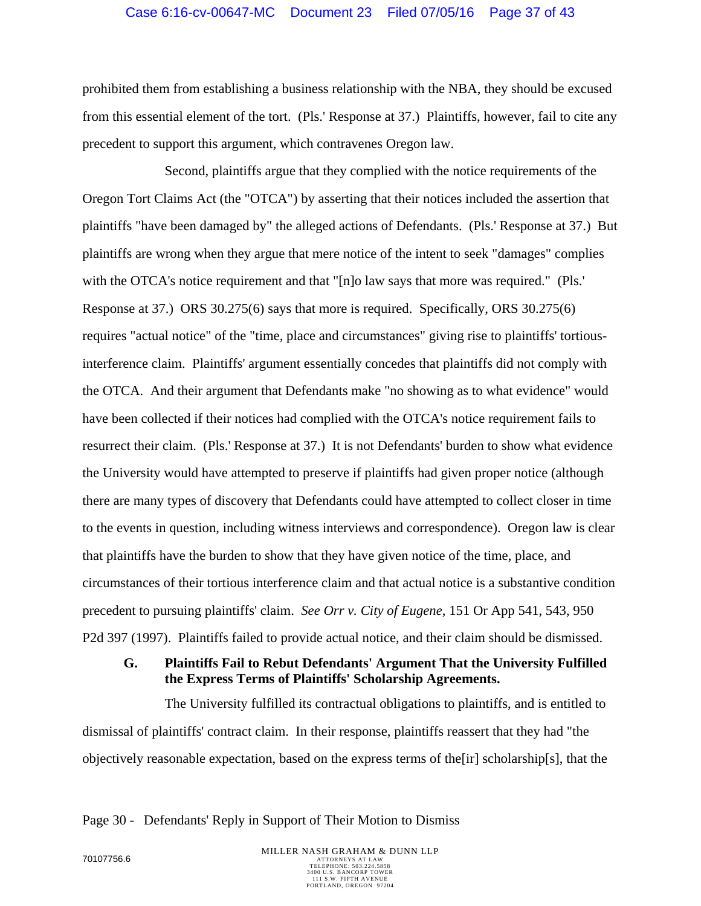prohibited them from establishing a business relationship with the NBA, they should be excused from this essential element of the tort. (Pls.' Response at 37.) Plaintiffs, however, fail to cite any precedent to support this argument, which contravenes Oregon law.

Second, plaintiffs argue that they complied with the notice requirements of the Oregon Tort Claims Act (the "OTCA") by asserting that their notices included the assertion that plaintiffs "have been damaged by" the alleged actions of Defendants. (Pls.' Response at 37.) But plaintiffs are wrong when they argue that mere notice of the intent to seek "damages" complies with the OTCA's notice requirement and that "[n]o law says that more was required." (Pls.' Response at 37.) ORS 30.275(6) says that more is required. Specifically, ORS 30.275(6) requires "actual notice" of the "time, place and circumstances" giving rise to plaintiffs' tortious-interference claim. Plaintiffs' argument essentially concedes that plaintiffs did not comply with the OTCA. And their argument that Defendants make "no showing as to what evidence" would have been collected if their notices had complied with the OTCA's notice requirement fails to resurrect their claim. (Pls.' Response at 37.) It is not Defendants' burden to show what evidence the University would have attempted to preserve if plaintiffs had given proper notice (although there are many types of discovery that Defendants could have attempted to collect closer in time to the events in question, including witness interviews and correspondence). Oregon law is clear that plaintiffs have the burden to show that they have given notice of the time, place, and circumstances of their tortious interference claim and that actual notice is a substantive condition precedent to pursuing plaintiffs' claim. *See Orr v. City of Eugene*, 151 Or App 541, 543, 950 P2d 397 (1997). Plaintiffs failed to provide actual notice, and their claim should be dismissed.

### G. Plaintiffs Fail to Rebut Defendants' Argument That the University Fulfilled the Express Terms of Plaintiffs' Scholarship Agreements.

The University fulfilled its contractual obligations to plaintiffs, and is entitled to dismissal of plaintiffs' contract claim. In their response, plaintiffs reassert that they had "the objectively reasonable expectation, based on the express terms of the[ir] scholarship[s], that the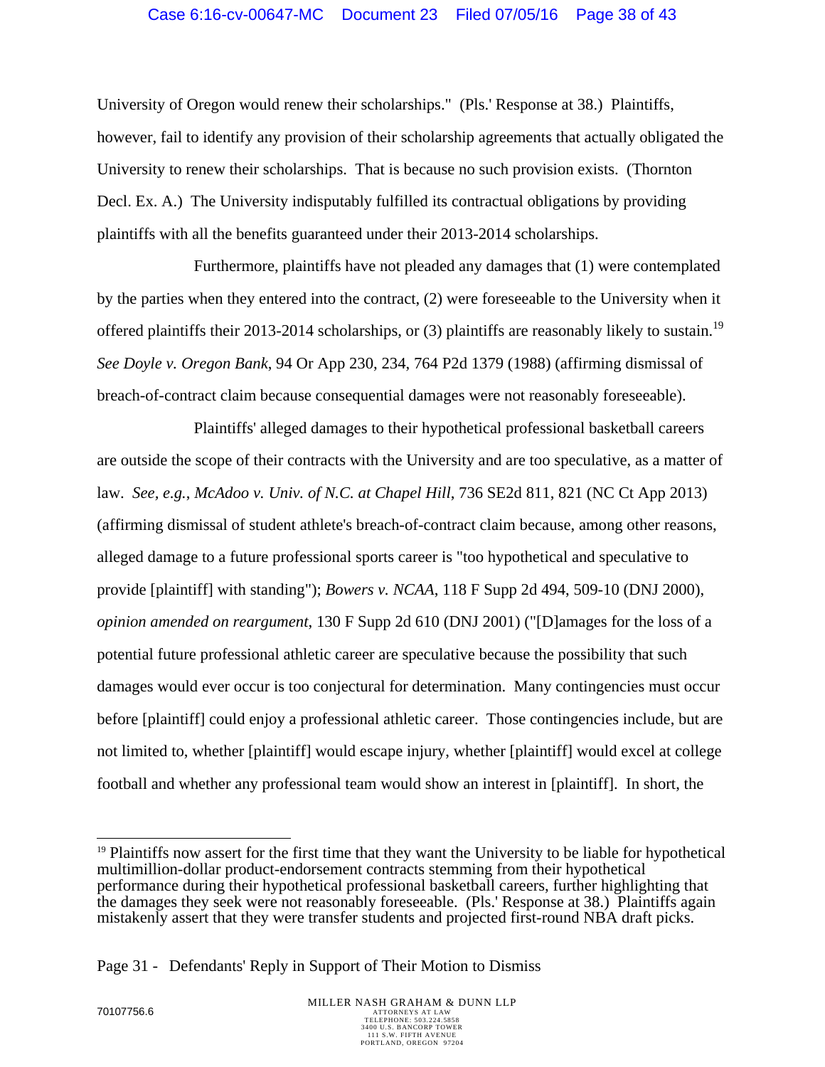University of Oregon would renew their scholarships." (Pls.' Response at 38.) Plaintiffs, however, fail to identify any provision of their scholarship agreements that actually obligated the University to renew their scholarships. That is because no such provision exists. (Thornton Decl. Ex. A.) The University indisputably fulfilled its contractual obligations by providing plaintiffs with all the benefits guaranteed under their 2013-2014 scholarships.

Furthermore, plaintiffs have not pleaded any damages that (1) were contemplated by the parties when they entered into the contract, (2) were foreseeable to the University when it offered plaintiffs their 2013-2014 scholarships, or (3) plaintiffs are reasonably likely to sustain.[19] *See Doyle v. Oregon Bank*, 94 Or App 230, 234, 764 P2d 1379 (1988) (affirming dismissal of breach-of-contract claim because consequential damages were not reasonably foreseeable).

Plaintiffs' alleged damages to their hypothetical professional basketball careers are outside the scope of their contracts with the University and are too speculative, as a matter of law. *See, e.g.*, *McAdoo v. Univ. of N.C. at Chapel Hill*, 736 SE2d 811, 821 (NC Ct App 2013) (affirming dismissal of student athlete's breach-of-contract claim because, among other reasons, alleged damage to a future professional sports career is "too hypothetical and speculative to provide [plaintiff] with standing"); *Bowers v. NCAA*, 118 F Supp 2d 494, 509-10 (DNJ 2000), *opinion amended on reargument*, 130 F Supp 2d 610 (DNJ 2001) ("[D]amages for the loss of a potential future professional athletic career are speculative because the possibility that such damages would ever occur is too conjectural for determination. Many contingencies must occur before [plaintiff] could enjoy a professional athletic career. Those contingencies include, but are not limited to, whether [plaintiff] would escape injury, whether [plaintiff] would excel at college football and whether any professional team would show an interest in [plaintiff]. In short, the

[19] Plaintiffs now assert for the first time that they want the University to be liable for hypothetical multimillion-dollar product-endorsement contracts stemming from their hypothetical performance during their hypothetical professional basketball careers, further highlighting that the damages they seek were not reasonably foreseeable. (Pls.' Response at 38.) Plaintiffs again mistakenly assert that they were transfer students and projected first-round NBA draft picks.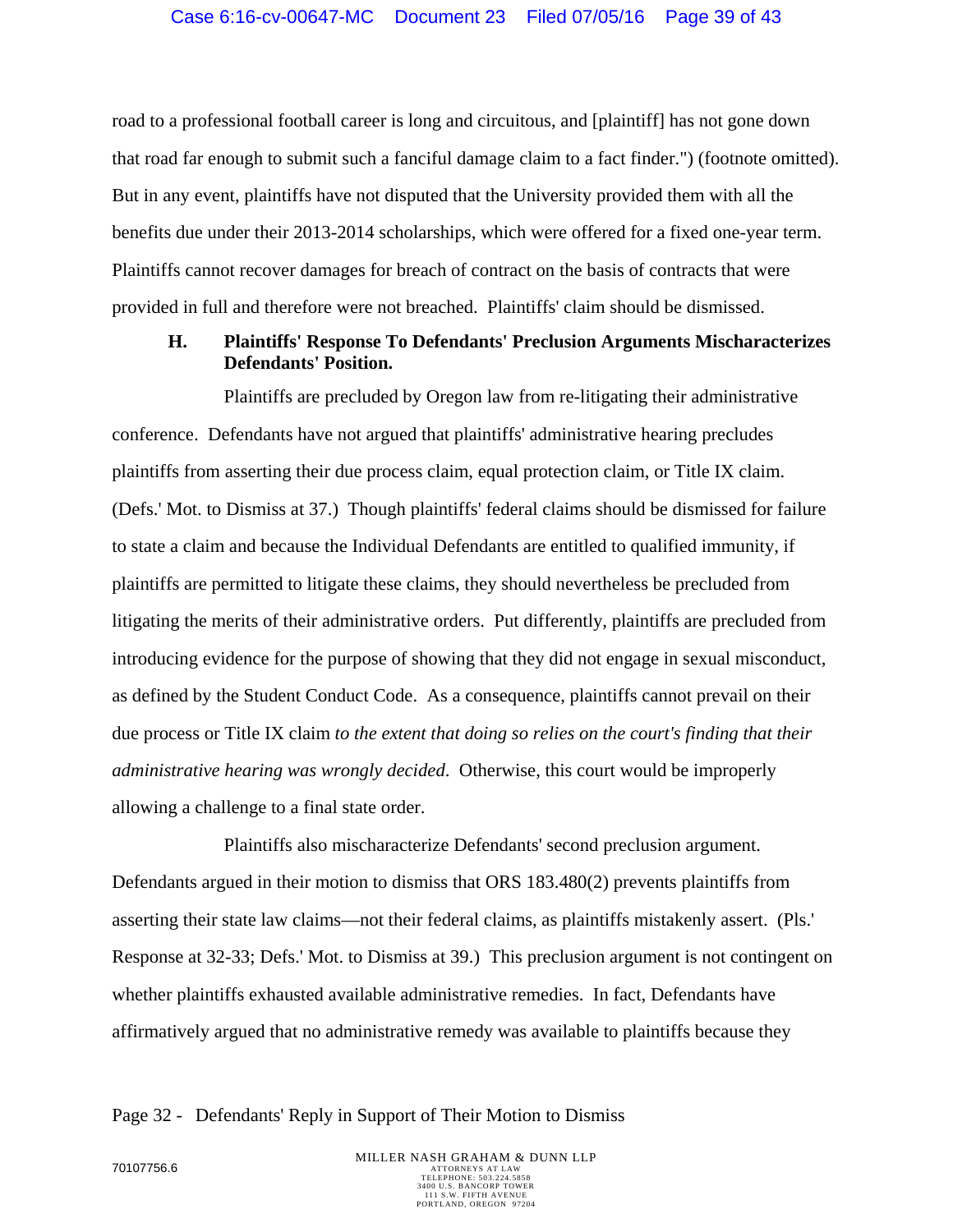road to a professional football career is long and circuitous, and [plaintiff] has not gone down that road far enough to submit such a fanciful damage claim to a fact finder.") (footnote omitted). But in any event, plaintiffs have not disputed that the University provided them with all the benefits due under their 2013-2014 scholarships, which were offered for a fixed one-year term. Plaintiffs cannot recover damages for breach of contract on the basis of contracts that were provided in full and therefore were not breached. Plaintiffs' claim should be dismissed.

### H. Plaintiffs' Response To Defendants' Preclusion Arguments Mischaracterizes Defendants' Position.

Plaintiffs are precluded by Oregon law from re-litigating their administrative conference. Defendants have not argued that plaintiffs' administrative hearing precludes plaintiffs from asserting their due process claim, equal protection claim, or Title IX claim. (Defs.' Mot. to Dismiss at 37.) Though plaintiffs' federal claims should be dismissed for failure to state a claim and because the Individual Defendants are entitled to qualified immunity, if plaintiffs are permitted to litigate these claims, they should nevertheless be precluded from litigating the merits of their administrative orders. Put differently, plaintiffs are precluded from introducing evidence for the purpose of showing that they did not engage in sexual misconduct, as defined by the Student Conduct Code. As a consequence, plaintiffs cannot prevail on their due process or Title IX claim *to the extent that doing so relies on the court's finding that their administrative hearing was wrongly decided*. Otherwise, this court would be improperly allowing a challenge to a final state order.

Plaintiffs also mischaracterize Defendants' second preclusion argument. Defendants argued in their motion to dismiss that ORS 183.480(2) prevents plaintiffs from asserting their state law claims—not their federal claims, as plaintiffs mistakenly assert. (Pls.' Response at 32-33; Defs.' Mot. to Dismiss at 39.) This preclusion argument is not contingent on whether plaintiffs exhausted available administrative remedies. In fact, Defendants have affirmatively argued that no administrative remedy was available to plaintiffs because they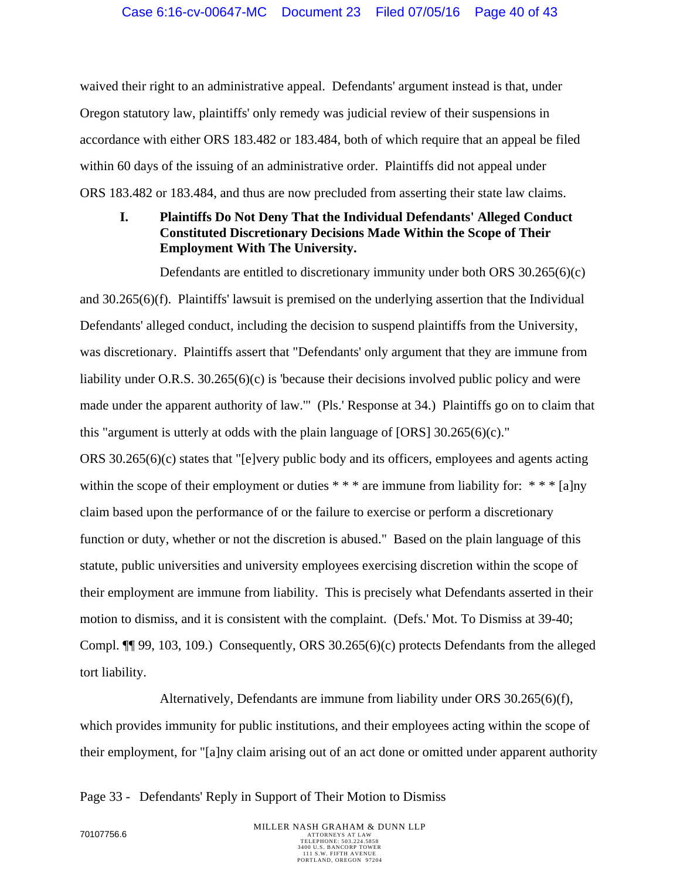waived their right to an administrative appeal. Defendants' argument instead is that, under Oregon statutory law, plaintiffs' only remedy was judicial review of their suspensions in accordance with either ORS 183.482 or 183.484, both of which require that an appeal be filed within 60 days of the issuing of an administrative order. Plaintiffs did not appeal under ORS 183.482 or 183.484, and thus are now precluded from asserting their state law claims.

### I. Plaintiffs Do Not Deny That the Individual Defendants' Alleged Conduct Constituted Discretionary Decisions Made Within the Scope of Their Employment With The University.

Defendants are entitled to discretionary immunity under both ORS 30.265(6)(c) and 30.265(6)(f). Plaintiffs' lawsuit is premised on the underlying assertion that the Individual Defendants' alleged conduct, including the decision to suspend plaintiffs from the University, was discretionary. Plaintiffs assert that "Defendants' only argument that they are immune from liability under O.R.S. 30.265(6)(c) is 'because their decisions involved public policy and were made under the apparent authority of law.'" (Pls.' Response at 34.) Plaintiffs go on to claim that this "argument is utterly at odds with the plain language of [ORS] 30.265(6)(c)." ORS 30.265(6)(c) states that "[e]very public body and its officers, employees and agents acting within the scope of their employment or duties * * * are immune from liability for: * * * [a]ny claim based upon the performance of or the failure to exercise or perform a discretionary function or duty, whether or not the discretion is abused." Based on the plain language of this statute, public universities and university employees exercising discretion within the scope of their employment are immune from liability. This is precisely what Defendants asserted in their motion to dismiss, and it is consistent with the complaint. (Defs.' Mot. To Dismiss at 39-40; Compl. ¶¶ 99, 103, 109.) Consequently, ORS 30.265(6)(c) protects Defendants from the alleged tort liability.

Alternatively, Defendants are immune from liability under ORS 30.265(6)(f), which provides immunity for public institutions, and their employees acting within the scope of their employment, for "[a]ny claim arising out of an act done or omitted under apparent authority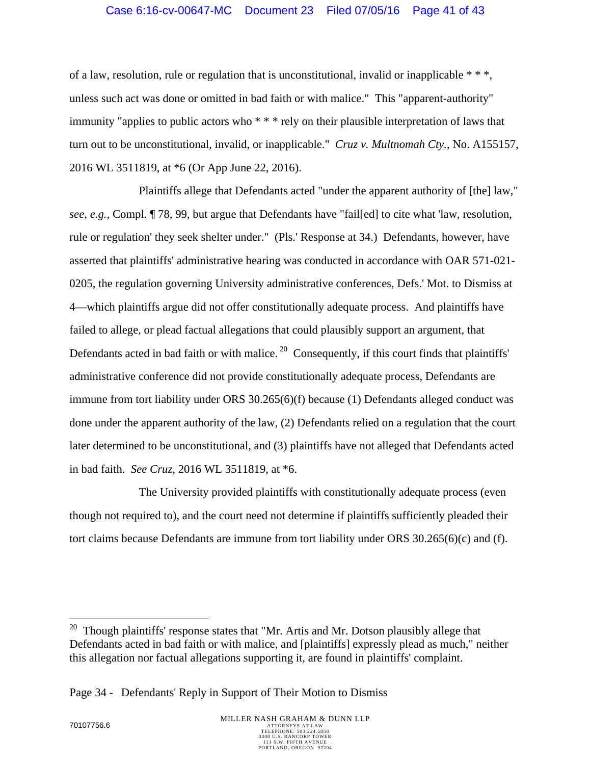of a law, resolution, rule or regulation that is unconstitutional, invalid or inapplicable * * *, unless such act was done or omitted in bad faith or with malice." This "apparent-authority" immunity "applies to public actors who * * * rely on their plausible interpretation of laws that turn out to be unconstitutional, invalid, or inapplicable." *Cruz v. Multnomah Cty.*, No. A155157, 2016 WL 3511819, at *6 (Or App June 22, 2016).

Plaintiffs allege that Defendants acted "under the apparent authority of [the] law," *see, e.g.*, Compl. ¶ 78, 99, but argue that Defendants have "fail[ed] to cite what 'law, resolution, rule or regulation' they seek shelter under." (Pls.' Response at 34.) Defendants, however, have asserted that plaintiffs' administrative hearing was conducted in accordance with OAR 571-021-0205, the regulation governing University administrative conferences, Defs.' Mot. to Dismiss at 4—which plaintiffs argue did not offer constitutionally adequate process. And plaintiffs have failed to allege, or plead factual allegations that could plausibly support an argument, that Defendants acted in bad faith or with malice.[20] Consequently, if this court finds that plaintiffs' administrative conference did not provide constitutionally adequate process, Defendants are immune from tort liability under ORS 30.265(6)(f) because (1) Defendants alleged conduct was done under the apparent authority of the law, (2) Defendants relied on a regulation that the court later determined to be unconstitutional, and (3) plaintiffs have not alleged that Defendants acted in bad faith. *See Cruz*, 2016 WL 3511819, at *6.

The University provided plaintiffs with constitutionally adequate process (even though not required to), and the court need not determine if plaintiffs sufficiently pleaded their tort claims because Defendants are immune from tort liability under ORS 30.265(6)(c) and (f).

---

[20] Though plaintiffs' response states that "Mr. Artis and Mr. Dotson plausibly allege that Defendants acted in bad faith or with malice, and [plaintiffs] expressly plead as much," neither this allegation nor factual allegations supporting it, are found in plaintiffs' complaint.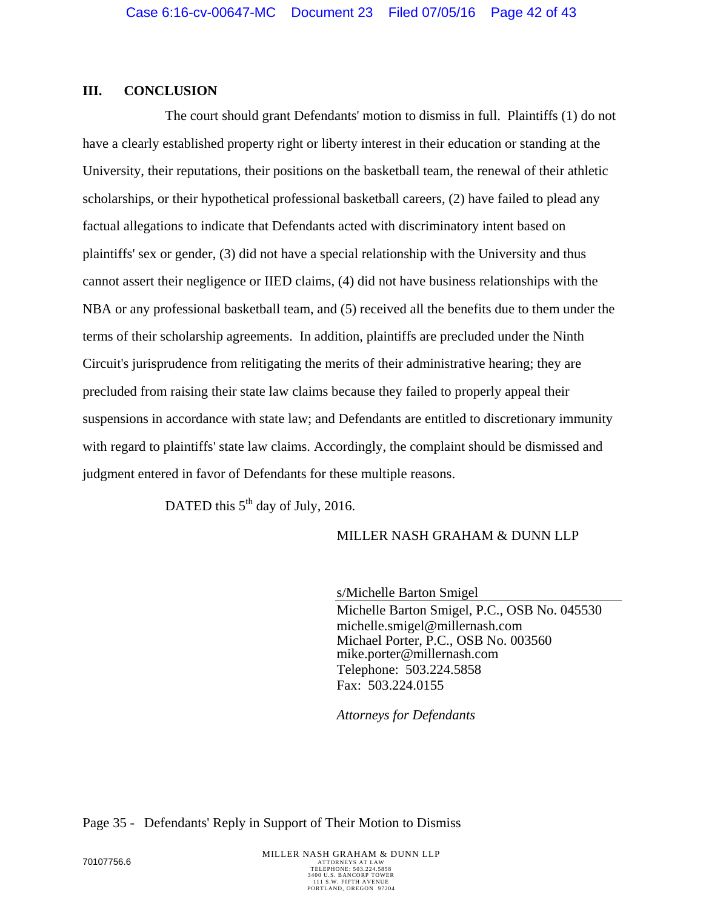## III. CONCLUSION

The court should grant Defendants' motion to dismiss in full. Plaintiffs (1) do not have a clearly established property right or liberty interest in their education or standing at the University, their reputations, their positions on the basketball team, the renewal of their athletic scholarships, or their hypothetical professional basketball careers, (2) have failed to plead any factual allegations to indicate that Defendants acted with discriminatory intent based on plaintiffs' sex or gender, (3) did not have a special relationship with the University and thus cannot assert their negligence or IIED claims, (4) did not have business relationships with the NBA or any professional basketball team, and (5) received all the benefits due to them under the terms of their scholarship agreements. In addition, plaintiffs are precluded under the Ninth Circuit's jurisprudence from relitigating the merits of their administrative hearing; they are precluded from raising their state law claims because they failed to properly appeal their suspensions in accordance with state law; and Defendants are entitled to discretionary immunity with regard to plaintiffs' state law claims. Accordingly, the complaint should be dismissed and judgment entered in favor of Defendants for these multiple reasons.

DATED this 5th day of July, 2016.

MILLER NASH GRAHAM & DUNN LLP

s/Michelle Barton Smigel
Michelle Barton Smigel, P.C., OSB No. 045530
michelle.smigel@millernash.com
Michael Porter, P.C., OSB No. 003560
mike.porter@millernash.com
Telephone: 503.224.5858
Fax: 503.224.0155

*Attorneys for Defendants*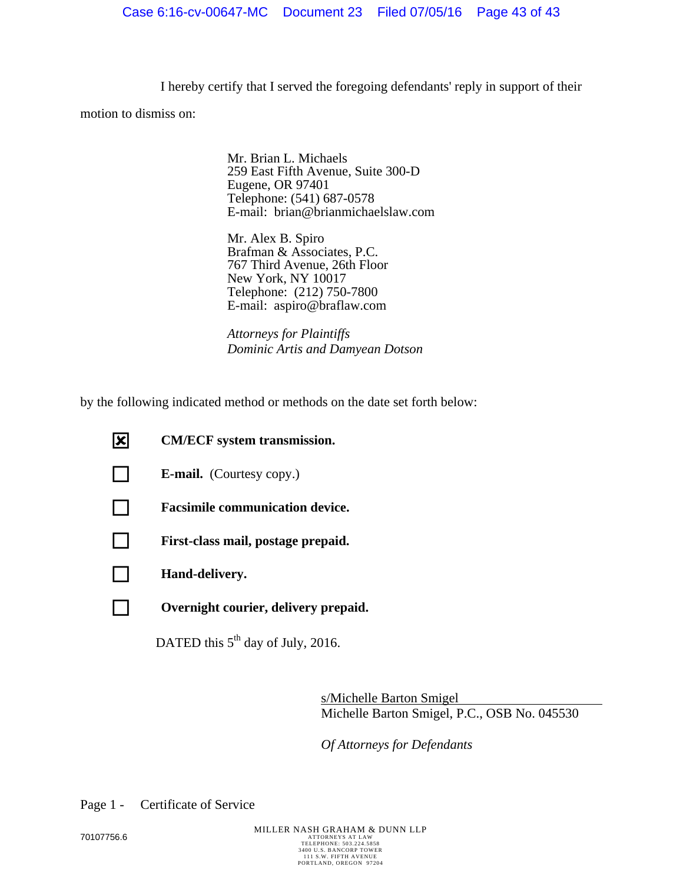I hereby certify that I served the foregoing defendants' reply in support of their motion to dismiss on:

Mr. Brian L. Michaels
259 East Fifth Avenue, Suite 300-D
Eugene, OR 97401
Telephone: (541) 687-0578
E-mail: brian@brianmichaelslaw.com

Mr. Alex B. Spiro
Brafman & Associates, P.C.
767 Third Avenue, 26th Floor
New York, NY 10017
Telephone: (212) 750-7800
E-mail: aspiro@braflaw.com

*Attorneys for Plaintiffs*
*Dominic Artis and Damyean Dotson*

by the following indicated method or methods on the date set forth below:

- [x] **CM/ECF system transmission.**
- [ ] **E-mail.** (Courtesy copy.)
- [ ] **Facsimile communication device.**
- [ ] **First-class mail, postage prepaid.**
- [ ] **Hand-delivery.**
- [ ] **Overnight courier, delivery prepaid.**

DATED this 5th day of July, 2016.

s/Michelle Barton Smigel
Michelle Barton Smigel, P.C., OSB No. 045530

*Of Attorneys for Defendants*

Page 1 - Certificate of Service

70107756.6

MILLER NASH GRAHAM & DUNN LLP
ATTORNEYS AT LAW
TELEPHONE: 503.224.5858
3400 U.S. BANCORP TOWER
111 S.W. FIFTH AVENUE
PORTLAND, OREGON 97204